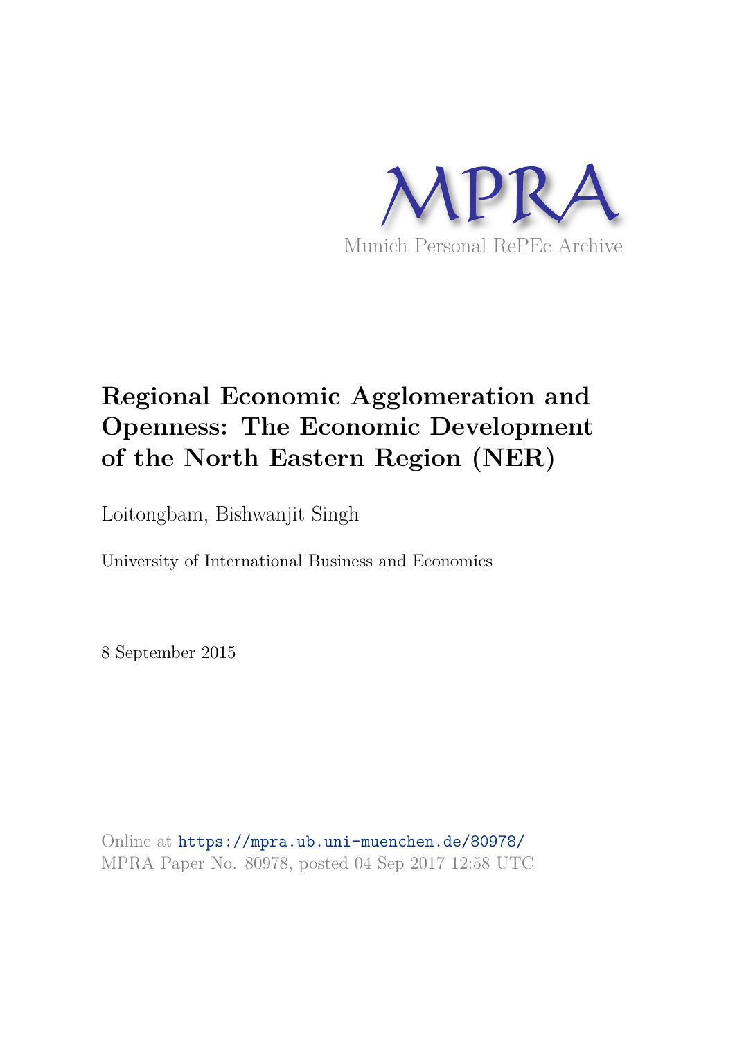MPRA

Munich Personal RePEc Archive

# Regional Economic Agglomeration and Openness: The Economic Development of the North Eastern Region (NER)

Loitongbam, Bishwanjit Singh

University of International Business and Economics

8 September 2015

Online at https://mpra.ub.uni-muenchen.de/80978/
MPRA Paper No. 80978, posted 04 Sep 2017 12:58 UTC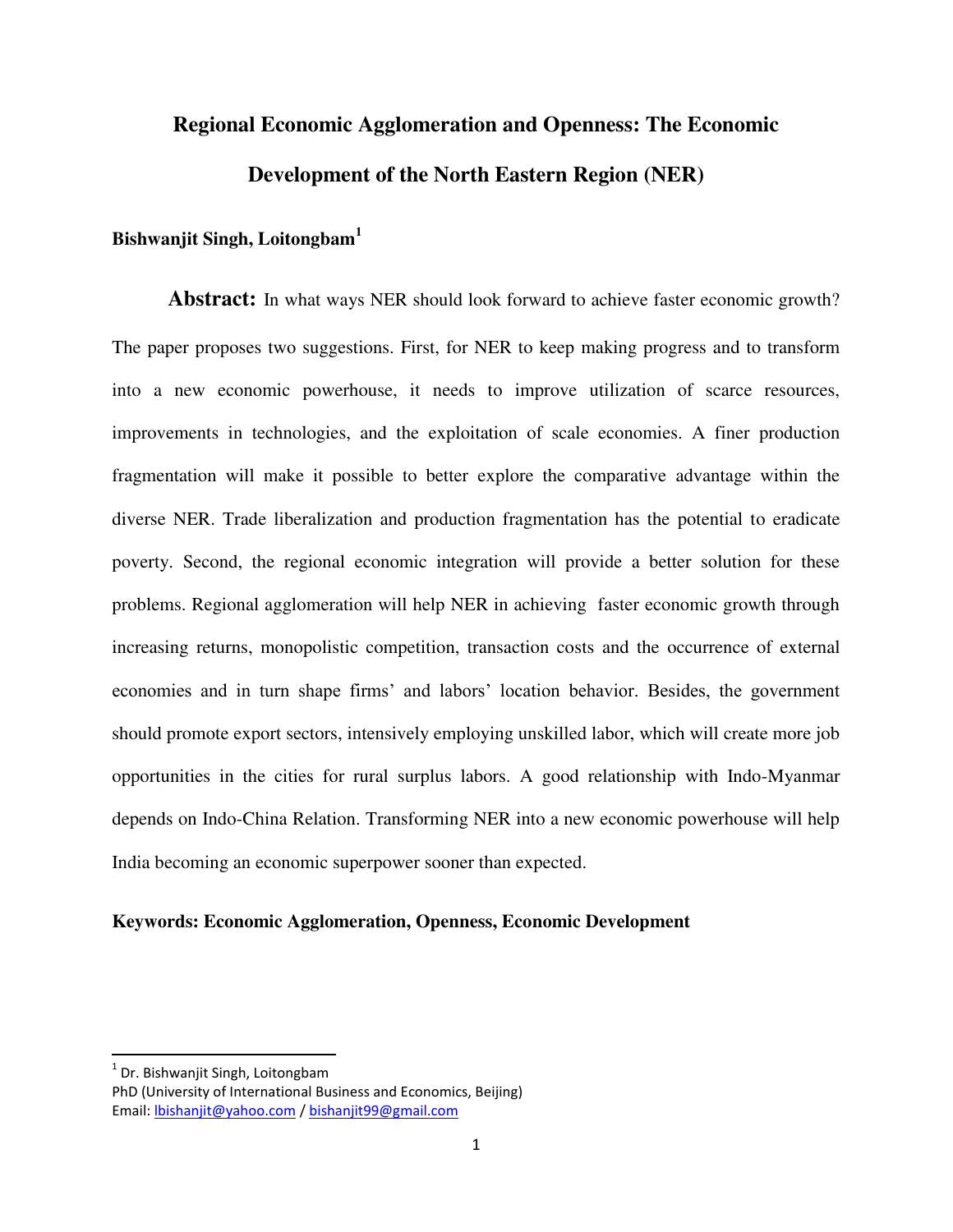# Regional Economic Agglomeration and Openness: The Economic Development of the North Eastern Region (NER)

**Bishwanjit Singh, Loitongbam**[1]

**Abstract:** In what ways NER should look forward to achieve faster economic growth? The paper proposes two suggestions. First, for NER to keep making progress and to transform into a new economic powerhouse, it needs to improve utilization of scarce resources, improvements in technologies, and the exploitation of scale economies. A finer production fragmentation will make it possible to better explore the comparative advantage within the diverse NER. Trade liberalization and production fragmentation has the potential to eradicate poverty. Second, the regional economic integration will provide a better solution for these problems. Regional agglomeration will help NER in achieving faster economic growth through increasing returns, monopolistic competition, transaction costs and the occurrence of external economies and in turn shape firms' and labors' location behavior. Besides, the government should promote export sectors, intensively employing unskilled labor, which will create more job opportunities in the cities for rural surplus labors. A good relationship with Indo-Myanmar depends on Indo-China Relation. Transforming NER into a new economic powerhouse will help India becoming an economic superpower sooner than expected.

**Keywords: Economic Agglomeration, Openness, Economic Development**

---

[1] Dr. Bishwanjit Singh, Loitongbam
PhD (University of International Business and Economics, Beijing)
Email: lbishanjit@yahoo.com / bishanjit99@gmail.com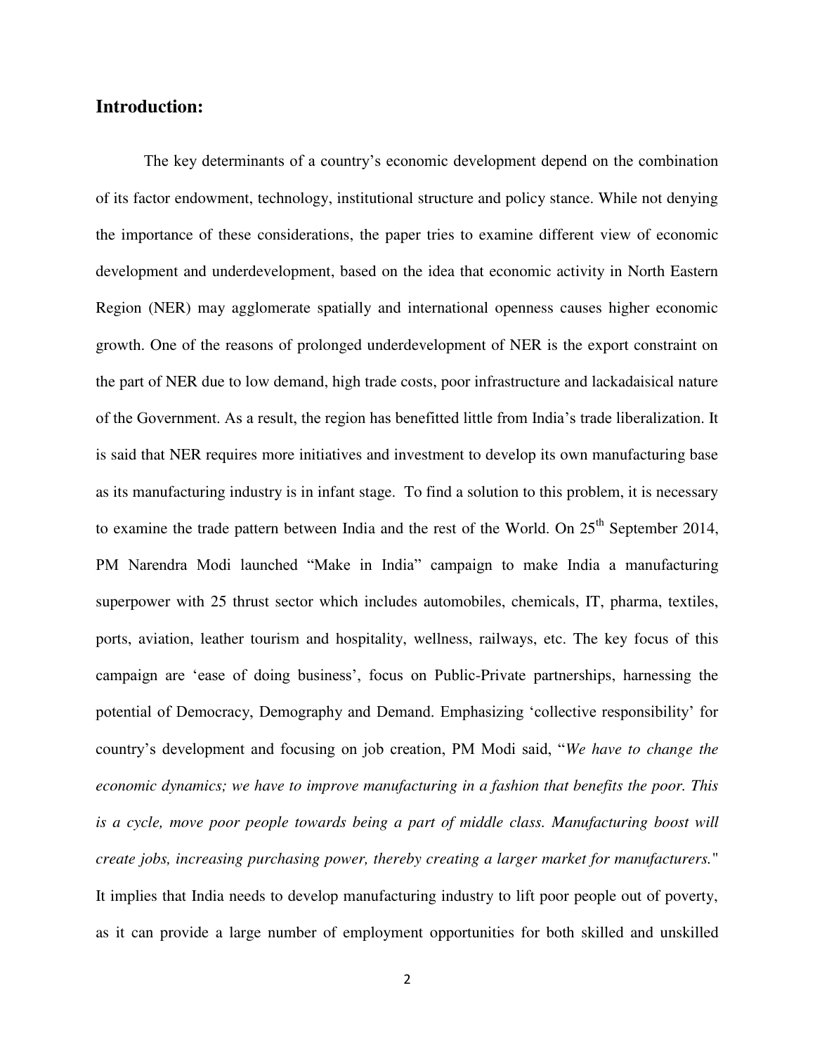## Introduction:

The key determinants of a country's economic development depend on the combination of its factor endowment, technology, institutional structure and policy stance. While not denying the importance of these considerations, the paper tries to examine different view of economic development and underdevelopment, based on the idea that economic activity in North Eastern Region (NER) may agglomerate spatially and international openness causes higher economic growth. One of the reasons of prolonged underdevelopment of NER is the export constraint on the part of NER due to low demand, high trade costs, poor infrastructure and lackadaisical nature of the Government. As a result, the region has benefitted little from India's trade liberalization. It is said that NER requires more initiatives and investment to develop its own manufacturing base as its manufacturing industry is in infant stage. To find a solution to this problem, it is necessary to examine the trade pattern between India and the rest of the World. On 25th September 2014, PM Narendra Modi launched "Make in India" campaign to make India a manufacturing superpower with 25 thrust sector which includes automobiles, chemicals, IT, pharma, textiles, ports, aviation, leather tourism and hospitality, wellness, railways, etc. The key focus of this campaign are 'ease of doing business', focus on Public-Private partnerships, harnessing the potential of Democracy, Demography and Demand. Emphasizing 'collective responsibility' for country's development and focusing on job creation, PM Modi said, "*We have to change the economic dynamics; we have to improve manufacturing in a fashion that benefits the poor. This is a cycle, move poor people towards being a part of middle class. Manufacturing boost will create jobs, increasing purchasing power, thereby creating a larger market for manufacturers.*" It implies that India needs to develop manufacturing industry to lift poor people out of poverty, as it can provide a large number of employment opportunities for both skilled and unskilled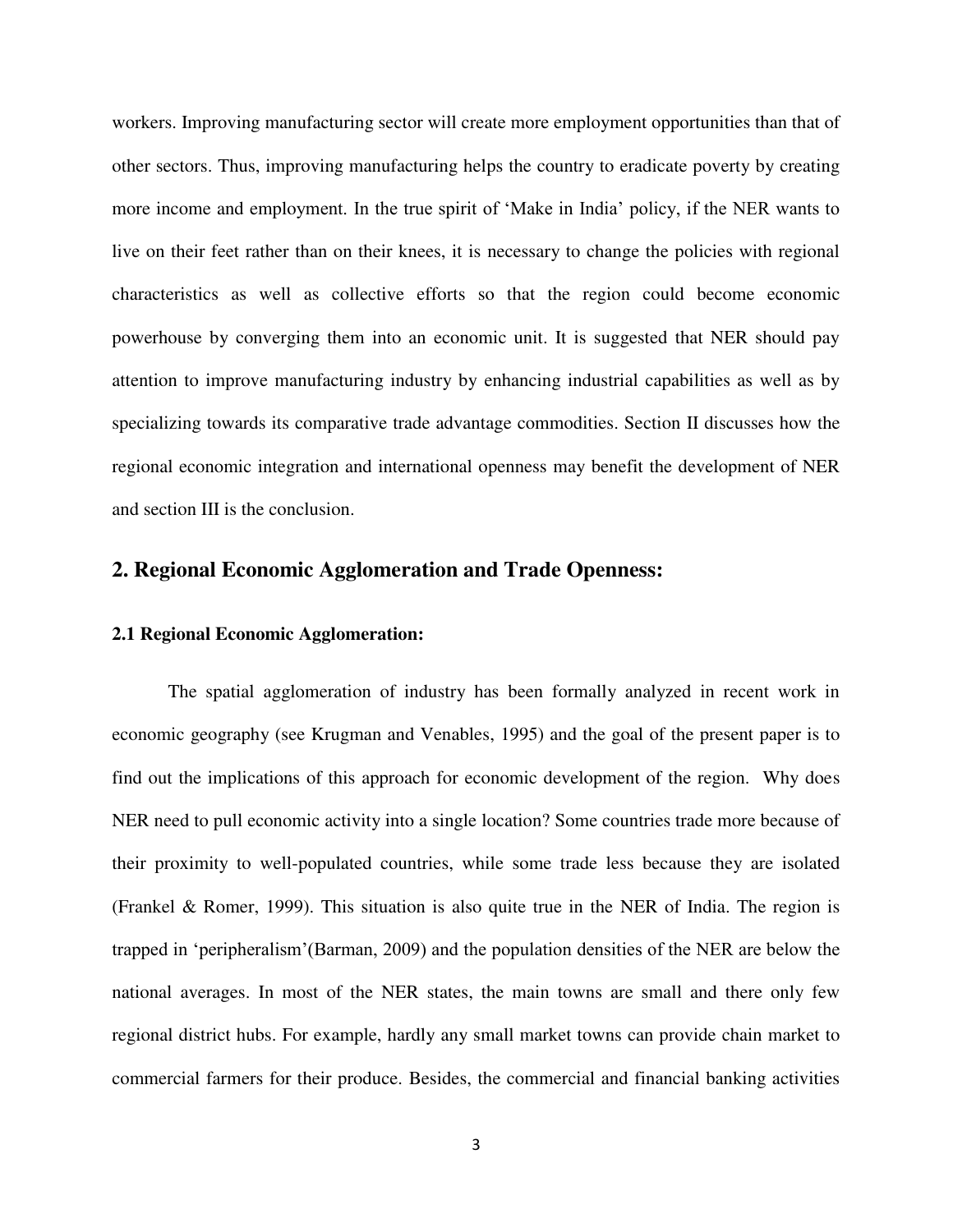workers. Improving manufacturing sector will create more employment opportunities than that of other sectors. Thus, improving manufacturing helps the country to eradicate poverty by creating more income and employment. In the true spirit of 'Make in India' policy, if the NER wants to live on their feet rather than on their knees, it is necessary to change the policies with regional characteristics as well as collective efforts so that the region could become economic powerhouse by converging them into an economic unit. It is suggested that NER should pay attention to improve manufacturing industry by enhancing industrial capabilities as well as by specializing towards its comparative trade advantage commodities. Section II discusses how the regional economic integration and international openness may benefit the development of NER and section III is the conclusion.

## 2. Regional Economic Agglomeration and Trade Openness:

### 2.1 Regional Economic Agglomeration:

The spatial agglomeration of industry has been formally analyzed in recent work in economic geography (see Krugman and Venables, 1995) and the goal of the present paper is to find out the implications of this approach for economic development of the region. Why does NER need to pull economic activity into a single location? Some countries trade more because of their proximity to well-populated countries, while some trade less because they are isolated (Frankel & Romer, 1999). This situation is also quite true in the NER of India. The region is trapped in 'peripheralism'(Barman, 2009) and the population densities of the NER are below the national averages. In most of the NER states, the main towns are small and there only few regional district hubs. For example, hardly any small market towns can provide chain market to commercial farmers for their produce. Besides, the commercial and financial banking activities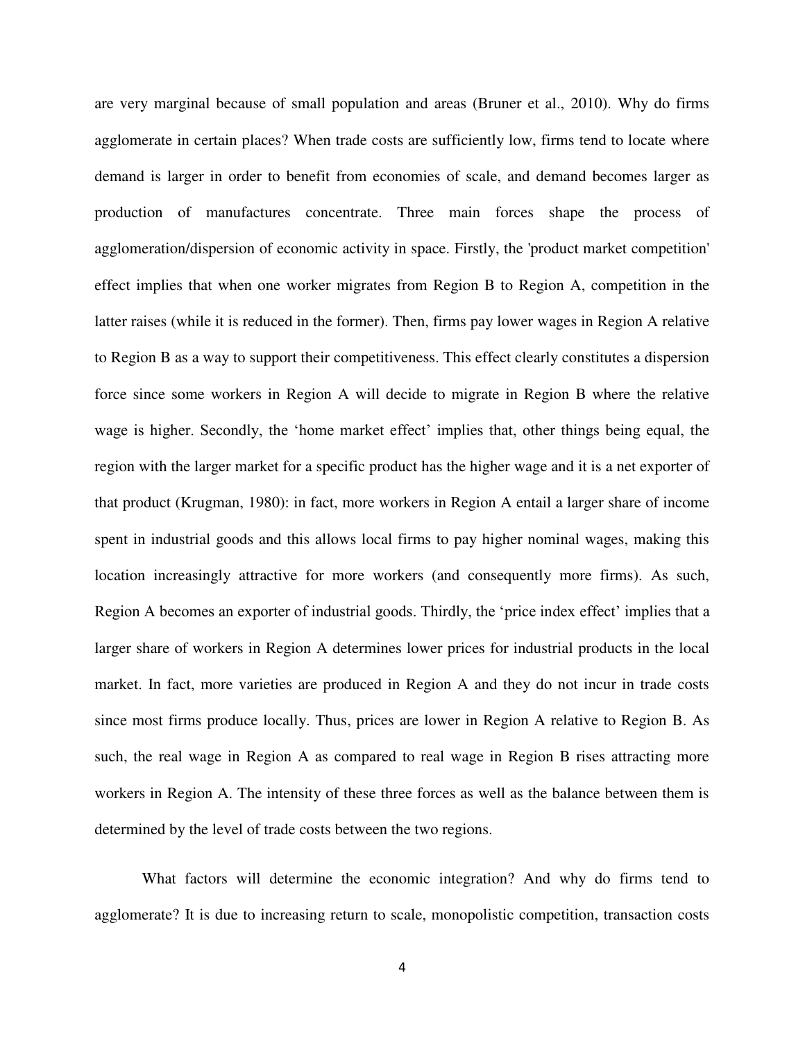are very marginal because of small population and areas (Bruner et al., 2010). Why do firms agglomerate in certain places? When trade costs are sufficiently low, firms tend to locate where demand is larger in order to benefit from economies of scale, and demand becomes larger as production of manufactures concentrate. Three main forces shape the process of agglomeration/dispersion of economic activity in space. Firstly, the 'product market competition' effect implies that when one worker migrates from Region B to Region A, competition in the latter raises (while it is reduced in the former). Then, firms pay lower wages in Region A relative to Region B as a way to support their competitiveness. This effect clearly constitutes a dispersion force since some workers in Region A will decide to migrate in Region B where the relative wage is higher. Secondly, the 'home market effect' implies that, other things being equal, the region with the larger market for a specific product has the higher wage and it is a net exporter of that product (Krugman, 1980): in fact, more workers in Region A entail a larger share of income spent in industrial goods and this allows local firms to pay higher nominal wages, making this location increasingly attractive for more workers (and consequently more firms). As such, Region A becomes an exporter of industrial goods. Thirdly, the 'price index effect' implies that a larger share of workers in Region A determines lower prices for industrial products in the local market. In fact, more varieties are produced in Region A and they do not incur in trade costs since most firms produce locally. Thus, prices are lower in Region A relative to Region B. As such, the real wage in Region A as compared to real wage in Region B rises attracting more workers in Region A. The intensity of these three forces as well as the balance between them is determined by the level of trade costs between the two regions.

What factors will determine the economic integration? And why do firms tend to agglomerate? It is due to increasing return to scale, monopolistic competition, transaction costs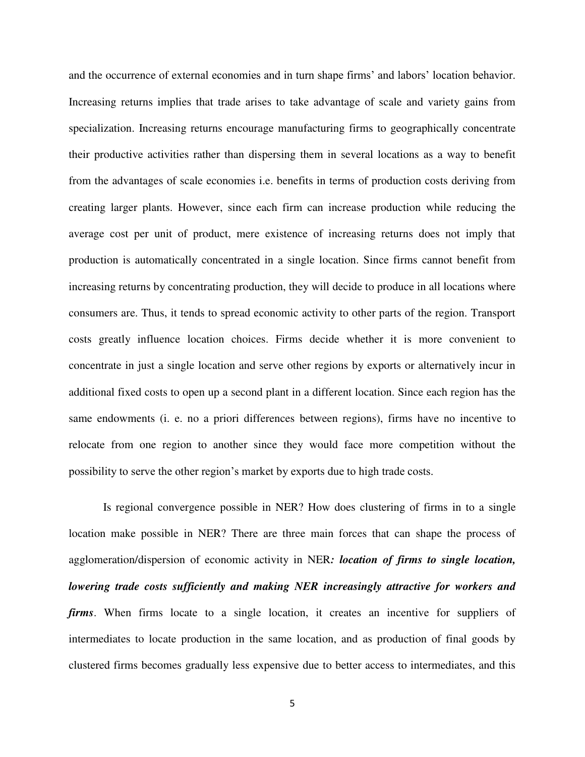and the occurrence of external economies and in turn shape firms' and labors' location behavior. Increasing returns implies that trade arises to take advantage of scale and variety gains from specialization. Increasing returns encourage manufacturing firms to geographically concentrate their productive activities rather than dispersing them in several locations as a way to benefit from the advantages of scale economies i.e. benefits in terms of production costs deriving from creating larger plants. However, since each firm can increase production while reducing the average cost per unit of product, mere existence of increasing returns does not imply that production is automatically concentrated in a single location. Since firms cannot benefit from increasing returns by concentrating production, they will decide to produce in all locations where consumers are. Thus, it tends to spread economic activity to other parts of the region. Transport costs greatly influence location choices. Firms decide whether it is more convenient to concentrate in just a single location and serve other regions by exports or alternatively incur in additional fixed costs to open up a second plant in a different location. Since each region has the same endowments (i. e. no a priori differences between regions), firms have no incentive to relocate from one region to another since they would face more competition without the possibility to serve the other region's market by exports due to high trade costs.

Is regional convergence possible in NER? How does clustering of firms in to a single location make possible in NER? There are three main forces that can shape the process of agglomeration/dispersion of economic activity in NER***: location of firms to single location, lowering trade costs sufficiently and making NER increasingly attractive for workers and firms***. When firms locate to a single location, it creates an incentive for suppliers of intermediates to locate production in the same location, and as production of final goods by clustered firms becomes gradually less expensive due to better access to intermediates, and this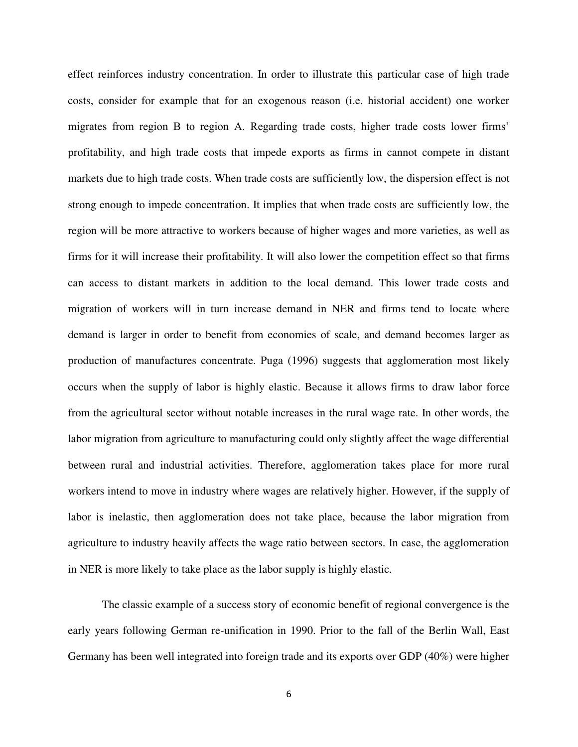effect reinforces industry concentration. In order to illustrate this particular case of high trade costs, consider for example that for an exogenous reason (i.e. historial accident) one worker migrates from region B to region A. Regarding trade costs, higher trade costs lower firms' profitability, and high trade costs that impede exports as firms in cannot compete in distant markets due to high trade costs. When trade costs are sufficiently low, the dispersion effect is not strong enough to impede concentration. It implies that when trade costs are sufficiently low, the region will be more attractive to workers because of higher wages and more varieties, as well as firms for it will increase their profitability. It will also lower the competition effect so that firms can access to distant markets in addition to the local demand. This lower trade costs and migration of workers will in turn increase demand in NER and firms tend to locate where demand is larger in order to benefit from economies of scale, and demand becomes larger as production of manufactures concentrate. Puga (1996) suggests that agglomeration most likely occurs when the supply of labor is highly elastic. Because it allows firms to draw labor force from the agricultural sector without notable increases in the rural wage rate. In other words, the labor migration from agriculture to manufacturing could only slightly affect the wage differential between rural and industrial activities. Therefore, agglomeration takes place for more rural workers intend to move in industry where wages are relatively higher. However, if the supply of labor is inelastic, then agglomeration does not take place, because the labor migration from agriculture to industry heavily affects the wage ratio between sectors. In case, the agglomeration in NER is more likely to take place as the labor supply is highly elastic.

The classic example of a success story of economic benefit of regional convergence is the early years following German re-unification in 1990. Prior to the fall of the Berlin Wall, East Germany has been well integrated into foreign trade and its exports over GDP (40%) were higher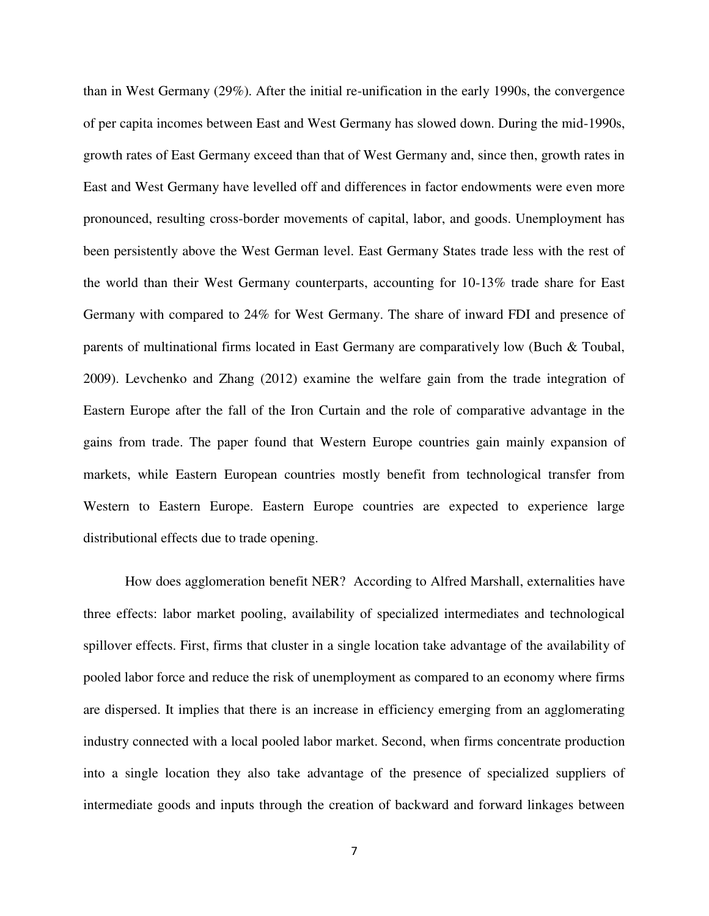than in West Germany (29%). After the initial re-unification in the early 1990s, the convergence of per capita incomes between East and West Germany has slowed down. During the mid-1990s, growth rates of East Germany exceed than that of West Germany and, since then, growth rates in East and West Germany have levelled off and differences in factor endowments were even more pronounced, resulting cross-border movements of capital, labor, and goods. Unemployment has been persistently above the West German level. East Germany States trade less with the rest of the world than their West Germany counterparts, accounting for 10-13% trade share for East Germany with compared to 24% for West Germany. The share of inward FDI and presence of parents of multinational firms located in East Germany are comparatively low (Buch & Toubal, 2009). Levchenko and Zhang (2012) examine the welfare gain from the trade integration of Eastern Europe after the fall of the Iron Curtain and the role of comparative advantage in the gains from trade. The paper found that Western Europe countries gain mainly expansion of markets, while Eastern European countries mostly benefit from technological transfer from Western to Eastern Europe. Eastern Europe countries are expected to experience large distributional effects due to trade opening.

How does agglomeration benefit NER? According to Alfred Marshall, externalities have three effects: labor market pooling, availability of specialized intermediates and technological spillover effects. First, firms that cluster in a single location take advantage of the availability of pooled labor force and reduce the risk of unemployment as compared to an economy where firms are dispersed. It implies that there is an increase in efficiency emerging from an agglomerating industry connected with a local pooled labor market. Second, when firms concentrate production into a single location they also take advantage of the presence of specialized suppliers of intermediate goods and inputs through the creation of backward and forward linkages between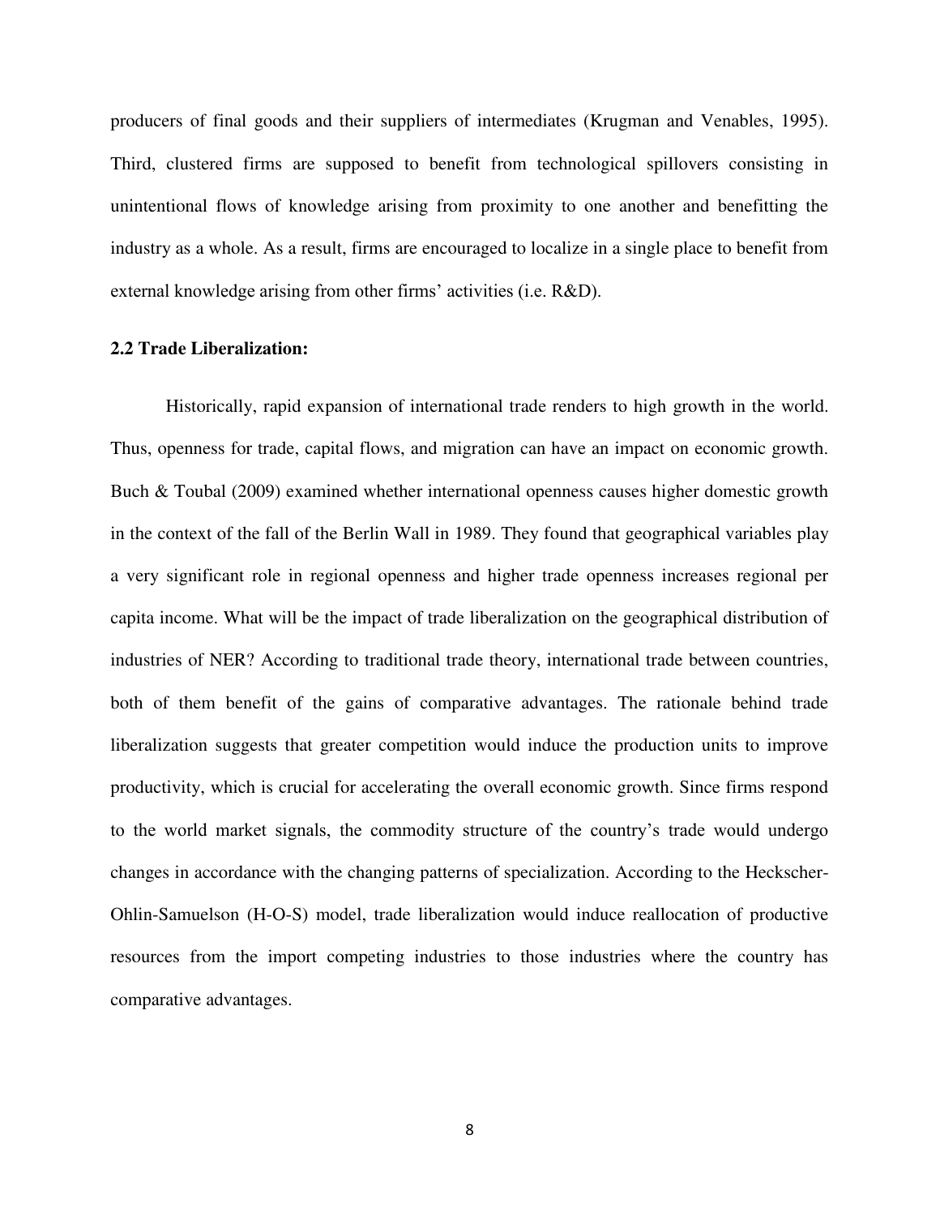producers of final goods and their suppliers of intermediates (Krugman and Venables, 1995). Third, clustered firms are supposed to benefit from technological spillovers consisting in unintentional flows of knowledge arising from proximity to one another and benefitting the industry as a whole. As a result, firms are encouraged to localize in a single place to benefit from external knowledge arising from other firms' activities (i.e. R&D).

### 2.2 Trade Liberalization:

Historically, rapid expansion of international trade renders to high growth in the world. Thus, openness for trade, capital flows, and migration can have an impact on economic growth. Buch & Toubal (2009) examined whether international openness causes higher domestic growth in the context of the fall of the Berlin Wall in 1989. They found that geographical variables play a very significant role in regional openness and higher trade openness increases regional per capita income. What will be the impact of trade liberalization on the geographical distribution of industries of NER? According to traditional trade theory, international trade between countries, both of them benefit of the gains of comparative advantages. The rationale behind trade liberalization suggests that greater competition would induce the production units to improve productivity, which is crucial for accelerating the overall economic growth. Since firms respond to the world market signals, the commodity structure of the country's trade would undergo changes in accordance with the changing patterns of specialization. According to the Heckscher-Ohlin-Samuelson (H-O-S) model, trade liberalization would induce reallocation of productive resources from the import competing industries to those industries where the country has comparative advantages.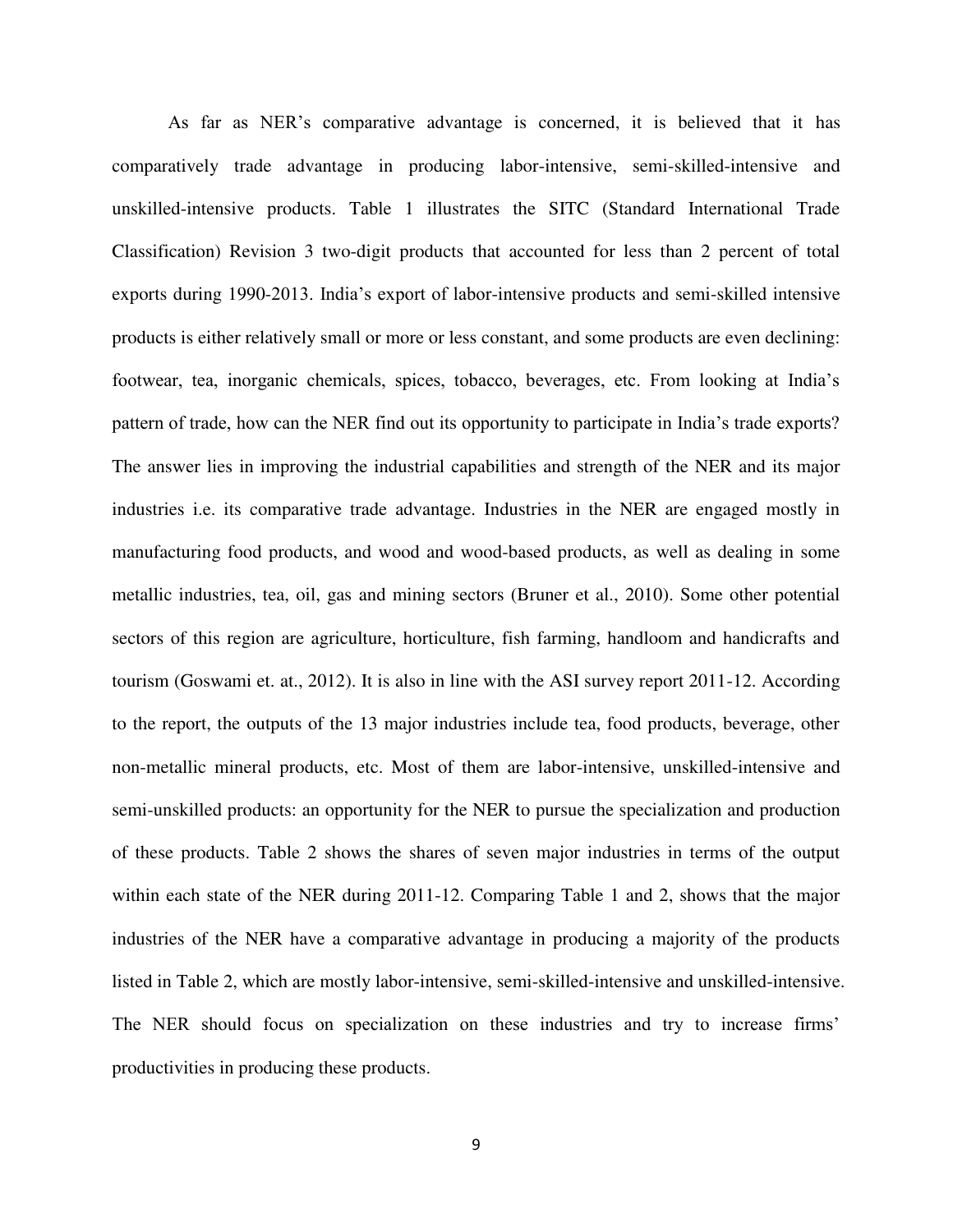As far as NER's comparative advantage is concerned, it is believed that it has comparatively trade advantage in producing labor-intensive, semi-skilled-intensive and unskilled-intensive products. Table 1 illustrates the SITC (Standard International Trade Classification) Revision 3 two-digit products that accounted for less than 2 percent of total exports during 1990-2013. India's export of labor-intensive products and semi-skilled intensive products is either relatively small or more or less constant, and some products are even declining: footwear, tea, inorganic chemicals, spices, tobacco, beverages, etc. From looking at India's pattern of trade, how can the NER find out its opportunity to participate in India's trade exports? The answer lies in improving the industrial capabilities and strength of the NER and its major industries i.e. its comparative trade advantage. Industries in the NER are engaged mostly in manufacturing food products, and wood and wood-based products, as well as dealing in some metallic industries, tea, oil, gas and mining sectors (Bruner et al., 2010). Some other potential sectors of this region are agriculture, horticulture, fish farming, handloom and handicrafts and tourism (Goswami et. at., 2012). It is also in line with the ASI survey report 2011-12. According to the report, the outputs of the 13 major industries include tea, food products, beverage, other non-metallic mineral products, etc. Most of them are labor-intensive, unskilled-intensive and semi-unskilled products: an opportunity for the NER to pursue the specialization and production of these products. Table 2 shows the shares of seven major industries in terms of the output within each state of the NER during 2011-12. Comparing Table 1 and 2, shows that the major industries of the NER have a comparative advantage in producing a majority of the products listed in Table 2, which are mostly labor-intensive, semi-skilled-intensive and unskilled-intensive. The NER should focus on specialization on these industries and try to increase firms' productivities in producing these products.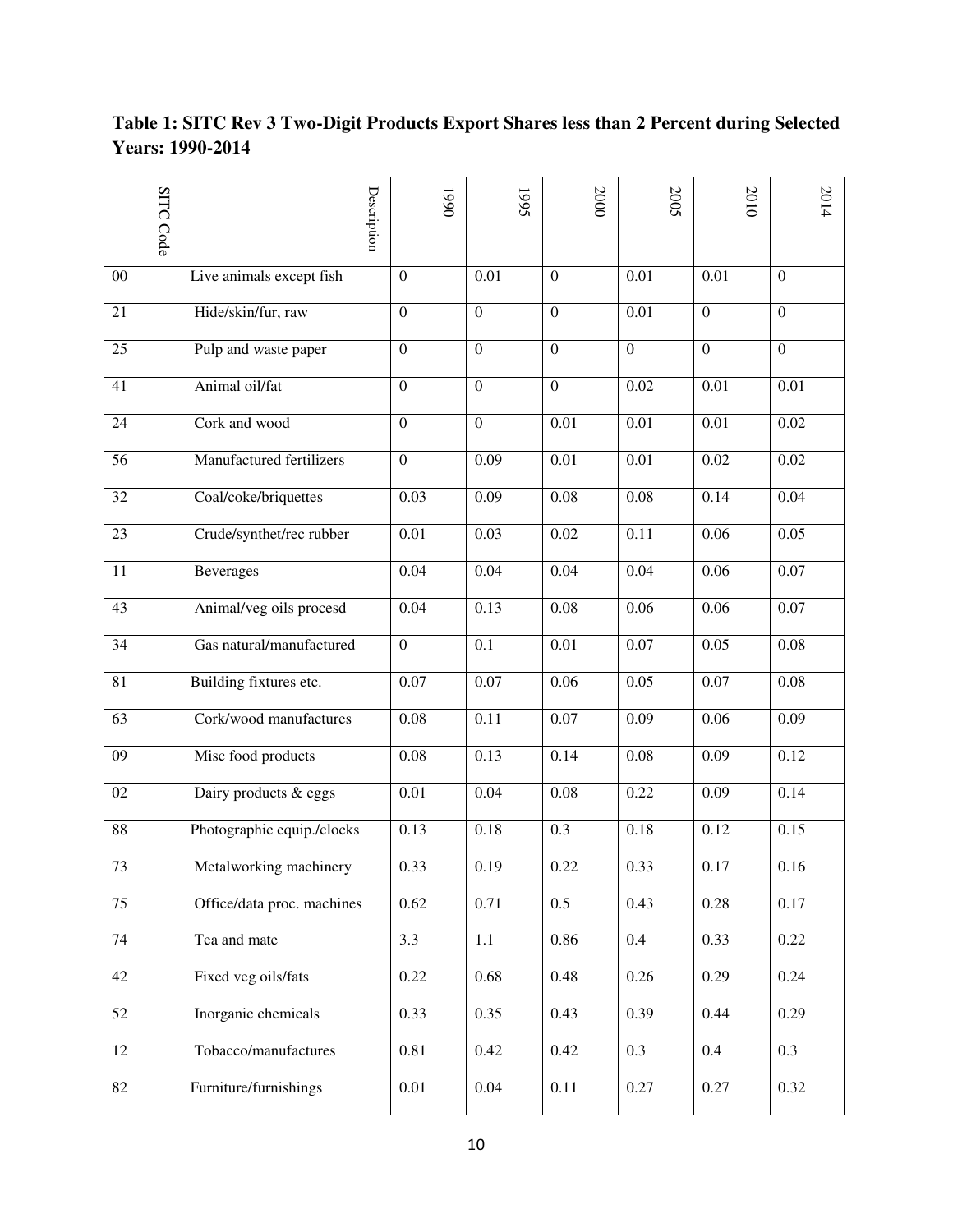**Table 1: SITC Rev 3 Two-Digit Products Export Shares less than 2 Percent during Selected Years: 1990-2014**

| SITC Code | Description | 1990 | 1995 | 2000 | 2005 | 2010 | 2014 |
|---|---|---|---|---|---|---|---|
| 00 | Live animals except fish | 0 | 0.01 | 0 | 0.01 | 0.01 | 0 |
| 21 | Hide/skin/fur, raw | 0 | 0 | 0 | 0.01 | 0 | 0 |
| 25 | Pulp and waste paper | 0 | 0 | 0 | 0 | 0 | 0 |
| 41 | Animal oil/fat | 0 | 0 | 0 | 0.02 | 0.01 | 0.01 |
| 24 | Cork and wood | 0 | 0 | 0.01 | 0.01 | 0.01 | 0.02 |
| 56 | Manufactured fertilizers | 0 | 0.09 | 0.01 | 0.01 | 0.02 | 0.02 |
| 32 | Coal/coke/briquettes | 0.03 | 0.09 | 0.08 | 0.08 | 0.14 | 0.04 |
| 23 | Crude/synthet/rec rubber | 0.01 | 0.03 | 0.02 | 0.11 | 0.06 | 0.05 |
| 11 | Beverages | 0.04 | 0.04 | 0.04 | 0.04 | 0.06 | 0.07 |
| 43 | Animal/veg oils procesd | 0.04 | 0.13 | 0.08 | 0.06 | 0.06 | 0.07 |
| 34 | Gas natural/manufactured | 0 | 0.1 | 0.01 | 0.07 | 0.05 | 0.08 |
| 81 | Building fixtures etc. | 0.07 | 0.07 | 0.06 | 0.05 | 0.07 | 0.08 |
| 63 | Cork/wood manufactures | 0.08 | 0.11 | 0.07 | 0.09 | 0.06 | 0.09 |
| 09 | Misc food products | 0.08 | 0.13 | 0.14 | 0.08 | 0.09 | 0.12 |
| 02 | Dairy products & eggs | 0.01 | 0.04 | 0.08 | 0.22 | 0.09 | 0.14 |
| 88 | Photographic equip./clocks | 0.13 | 0.18 | 0.3 | 0.18 | 0.12 | 0.15 |
| 73 | Metalworking machinery | 0.33 | 0.19 | 0.22 | 0.33 | 0.17 | 0.16 |
| 75 | Office/data proc. machines | 0.62 | 0.71 | 0.5 | 0.43 | 0.28 | 0.17 |
| 74 | Tea and mate | 3.3 | 1.1 | 0.86 | 0.4 | 0.33 | 0.22 |
| 42 | Fixed veg oils/fats | 0.22 | 0.68 | 0.48 | 0.26 | 0.29 | 0.24 |
| 52 | Inorganic chemicals | 0.33 | 0.35 | 0.43 | 0.39 | 0.44 | 0.29 |
| 12 | Tobacco/manufactures | 0.81 | 0.42 | 0.42 | 0.3 | 0.4 | 0.3 |
| 82 | Furniture/furnishings | 0.01 | 0.04 | 0.11 | 0.27 | 0.27 | 0.32 |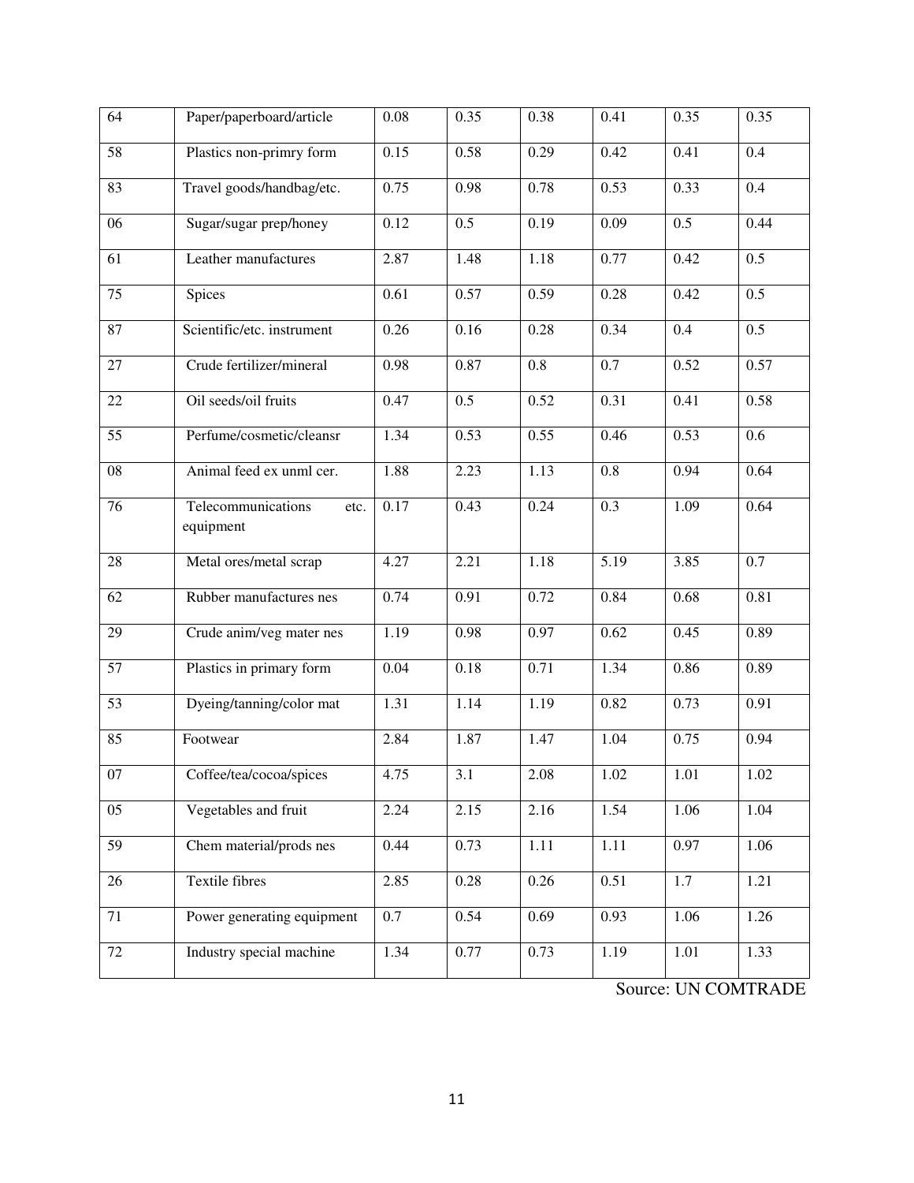| 64 | Paper/paperboard/article | 0.08 | 0.35 | 0.38 | 0.41 | 0.35 | 0.35 |
|---|---|---|---|---|---|---|---|
| 58 | Plastics non-primry form | 0.15 | 0.58 | 0.29 | 0.42 | 0.41 | 0.4 |
| 83 | Travel goods/handbag/etc. | 0.75 | 0.98 | 0.78 | 0.53 | 0.33 | 0.4 |
| 06 | Sugar/sugar prep/honey | 0.12 | 0.5 | 0.19 | 0.09 | 0.5 | 0.44 |
| 61 | Leather manufactures | 2.87 | 1.48 | 1.18 | 0.77 | 0.42 | 0.5 |
| 75 | Spices | 0.61 | 0.57 | 0.59 | 0.28 | 0.42 | 0.5 |
| 87 | Scientific/etc. instrument | 0.26 | 0.16 | 0.28 | 0.34 | 0.4 | 0.5 |
| 27 | Crude fertilizer/mineral | 0.98 | 0.87 | 0.8 | 0.7 | 0.52 | 0.57 |
| 22 | Oil seeds/oil fruits | 0.47 | 0.5 | 0.52 | 0.31 | 0.41 | 0.58 |
| 55 | Perfume/cosmetic/cleansr | 1.34 | 0.53 | 0.55 | 0.46 | 0.53 | 0.6 |
| 08 | Animal feed ex unml cer. | 1.88 | 2.23 | 1.13 | 0.8 | 0.94 | 0.64 |
| 76 | Telecommunications etc. equipment | 0.17 | 0.43 | 0.24 | 0.3 | 1.09 | 0.64 |
| 28 | Metal ores/metal scrap | 4.27 | 2.21 | 1.18 | 5.19 | 3.85 | 0.7 |
| 62 | Rubber manufactures nes | 0.74 | 0.91 | 0.72 | 0.84 | 0.68 | 0.81 |
| 29 | Crude anim/veg mater nes | 1.19 | 0.98 | 0.97 | 0.62 | 0.45 | 0.89 |
| 57 | Plastics in primary form | 0.04 | 0.18 | 0.71 | 1.34 | 0.86 | 0.89 |
| 53 | Dyeing/tanning/color mat | 1.31 | 1.14 | 1.19 | 0.82 | 0.73 | 0.91 |
| 85 | Footwear | 2.84 | 1.87 | 1.47 | 1.04 | 0.75 | 0.94 |
| 07 | Coffee/tea/cocoa/spices | 4.75 | 3.1 | 2.08 | 1.02 | 1.01 | 1.02 |
| 05 | Vegetables and fruit | 2.24 | 2.15 | 2.16 | 1.54 | 1.06 | 1.04 |
| 59 | Chem material/prods nes | 0.44 | 0.73 | 1.11 | 1.11 | 0.97 | 1.06 |
| 26 | Textile fibres | 2.85 | 0.28 | 0.26 | 0.51 | 1.7 | 1.21 |
| 71 | Power generating equipment | 0.7 | 0.54 | 0.69 | 0.93 | 1.06 | 1.26 |
| 72 | Industry special machine | 1.34 | 0.77 | 0.73 | 1.19 | 1.01 | 1.33 |

Source: UN COMTRADE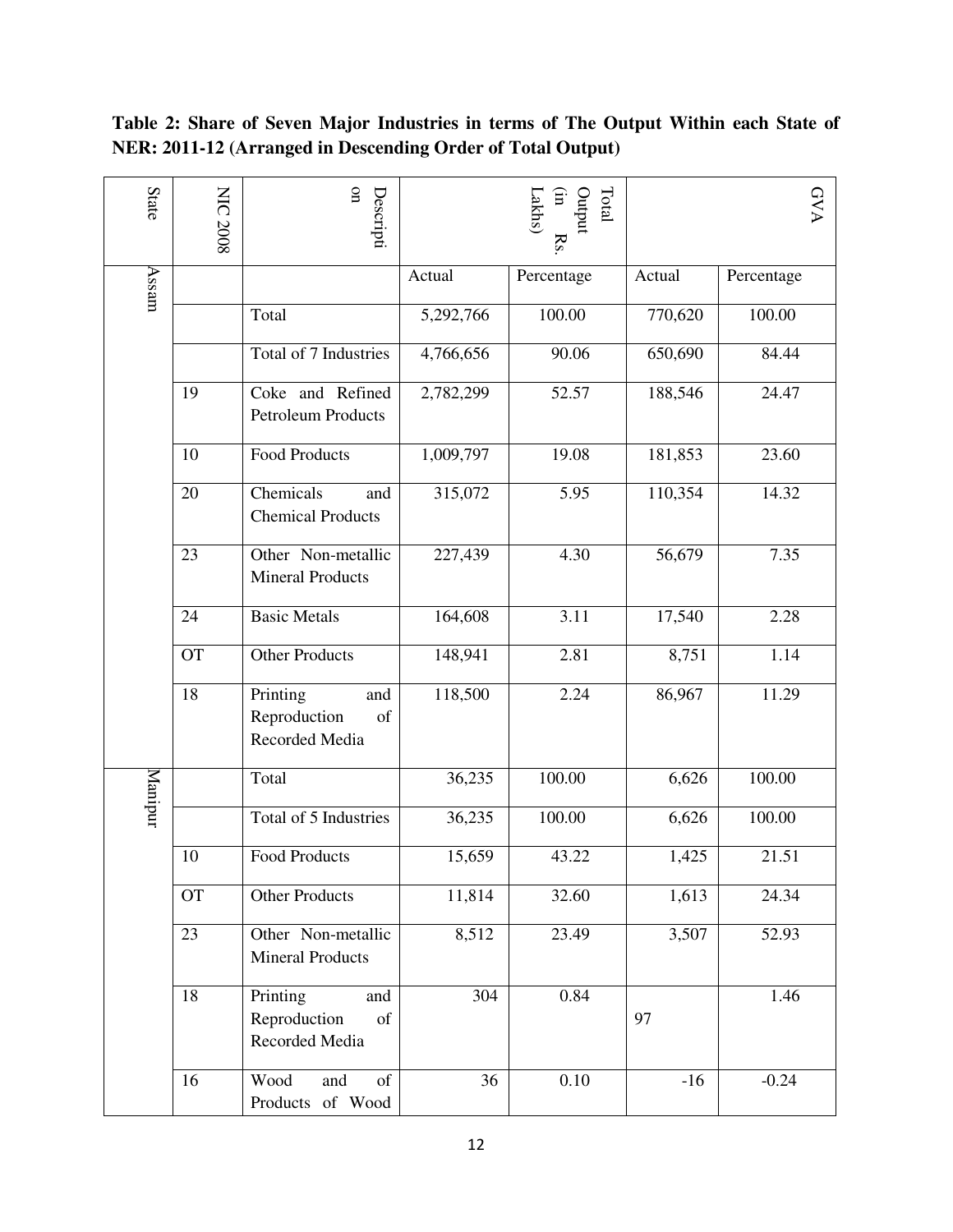**Table 2: Share of Seven Major Industries in terms of The Output Within each State of NER: 2011-12 (Arranged in Descending Order of Total Output)**

| State | NIC 2008 | Description | Total Output (in Rs. Lakhs) | | GVA | |
|---|---|---|---|---|---|---|
| | | | Actual | Percentage | Actual | Percentage |
| Assam | | Total | 5,292,766 | 100.00 | 770,620 | 100.00 |
| | | Total of 7 Industries | 4,766,656 | 90.06 | 650,690 | 84.44 |
| | 19 | Coke and Refined Petroleum Products | 2,782,299 | 52.57 | 188,546 | 24.47 |
| | 10 | Food Products | 1,009,797 | 19.08 | 181,853 | 23.60 |
| | 20 | Chemicals and Chemical Products | 315,072 | 5.95 | 110,354 | 14.32 |
| | 23 | Other Non-metallic Mineral Products | 227,439 | 4.30 | 56,679 | 7.35 |
| | 24 | Basic Metals | 164,608 | 3.11 | 17,540 | 2.28 |
| | OT | Other Products | 148,941 | 2.81 | 8,751 | 1.14 |
| | 18 | Printing and Reproduction of Recorded Media | 118,500 | 2.24 | 86,967 | 11.29 |
| Manipur | | Total | 36,235 | 100.00 | 6,626 | 100.00 |
| | | Total of 5 Industries | 36,235 | 100.00 | 6,626 | 100.00 |
| | 10 | Food Products | 15,659 | 43.22 | 1,425 | 21.51 |
| | OT | Other Products | 11,814 | 32.60 | 1,613 | 24.34 |
| | 23 | Other Non-metallic Mineral Products | 8,512 | 23.49 | 3,507 | 52.93 |
| | 18 | Printing and Reproduction of Recorded Media | 304 | 0.84 | 97 | 1.46 |
| | 16 | Wood and of Products of Wood | 36 | 0.10 | -16 | -0.24 |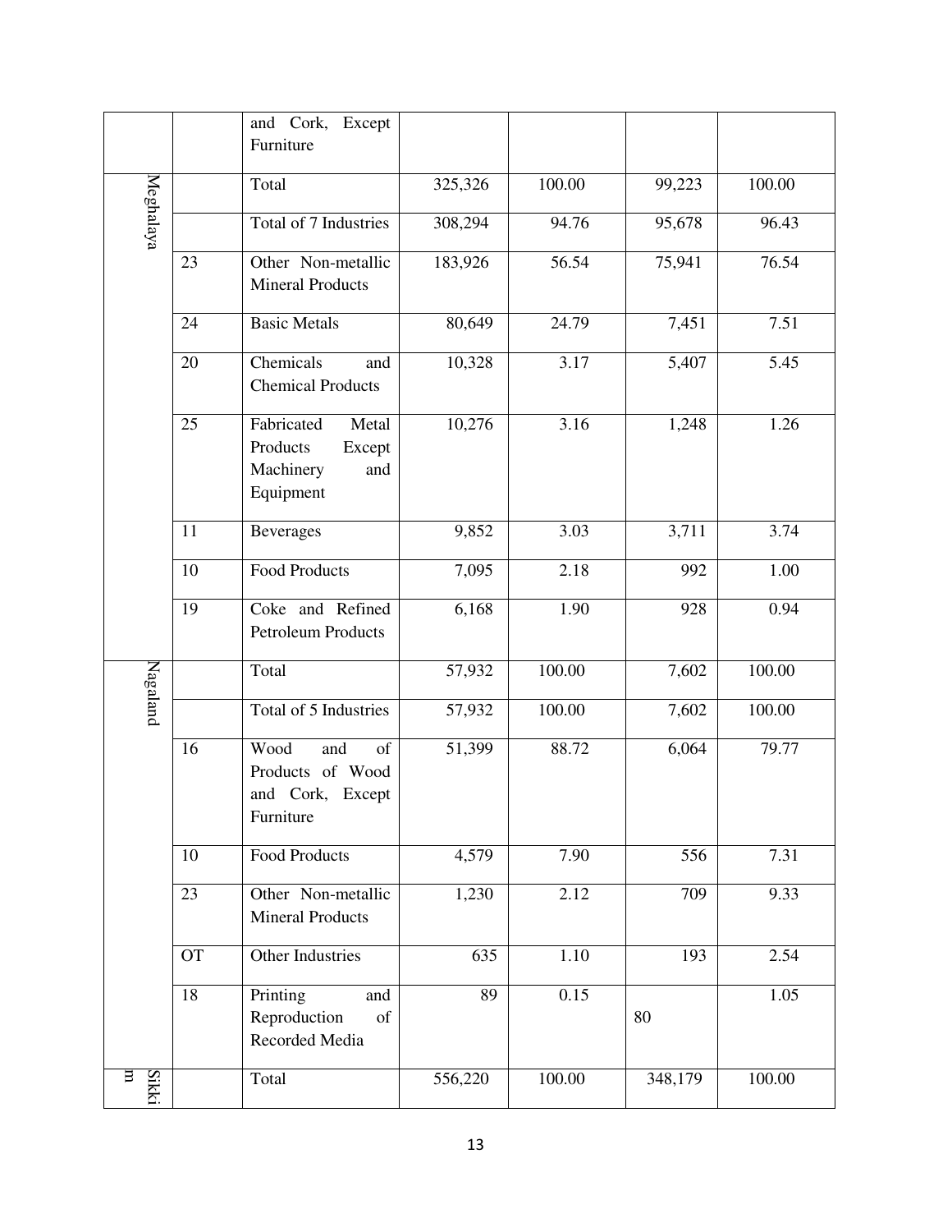| | | and Cork, Except Furniture | | | | |
|---|---|---|---|---|---|---|
| Meghalaya | | Total | 325,326 | 100.00 | 99,223 | 100.00 |
| | | Total of 7 Industries | 308,294 | 94.76 | 95,678 | 96.43 |
| | 23 | Other Non-metallic Mineral Products | 183,926 | 56.54 | 75,941 | 76.54 |
| | 24 | Basic Metals | 80,649 | 24.79 | 7,451 | 7.51 |
| | 20 | Chemicals and Chemical Products | 10,328 | 3.17 | 5,407 | 5.45 |
| | 25 | Fabricated Metal Products Except Machinery and Equipment | 10,276 | 3.16 | 1,248 | 1.26 |
| | 11 | Beverages | 9,852 | 3.03 | 3,711 | 3.74 |
| | 10 | Food Products | 7,095 | 2.18 | 992 | 1.00 |
| | 19 | Coke and Refined Petroleum Products | 6,168 | 1.90 | 928 | 0.94 |
| Nagaland | | Total | 57,932 | 100.00 | 7,602 | 100.00 |
| | | Total of 5 Industries | 57,932 | 100.00 | 7,602 | 100.00 |
| | 16 | Wood and of Products of Wood and Cork, Except Furniture | 51,399 | 88.72 | 6,064 | 79.77 |
| | 10 | Food Products | 4,579 | 7.90 | 556 | 7.31 |
| | 23 | Other Non-metallic Mineral Products | 1,230 | 2.12 | 709 | 9.33 |
| | OT | Other Industries | 635 | 1.10 | 193 | 2.54 |
| | 18 | Printing and Reproduction of Recorded Media | 89 | 0.15 | 80 | 1.05 |
| Sikkim | | Total | 556,220 | 100.00 | 348,179 | 100.00 |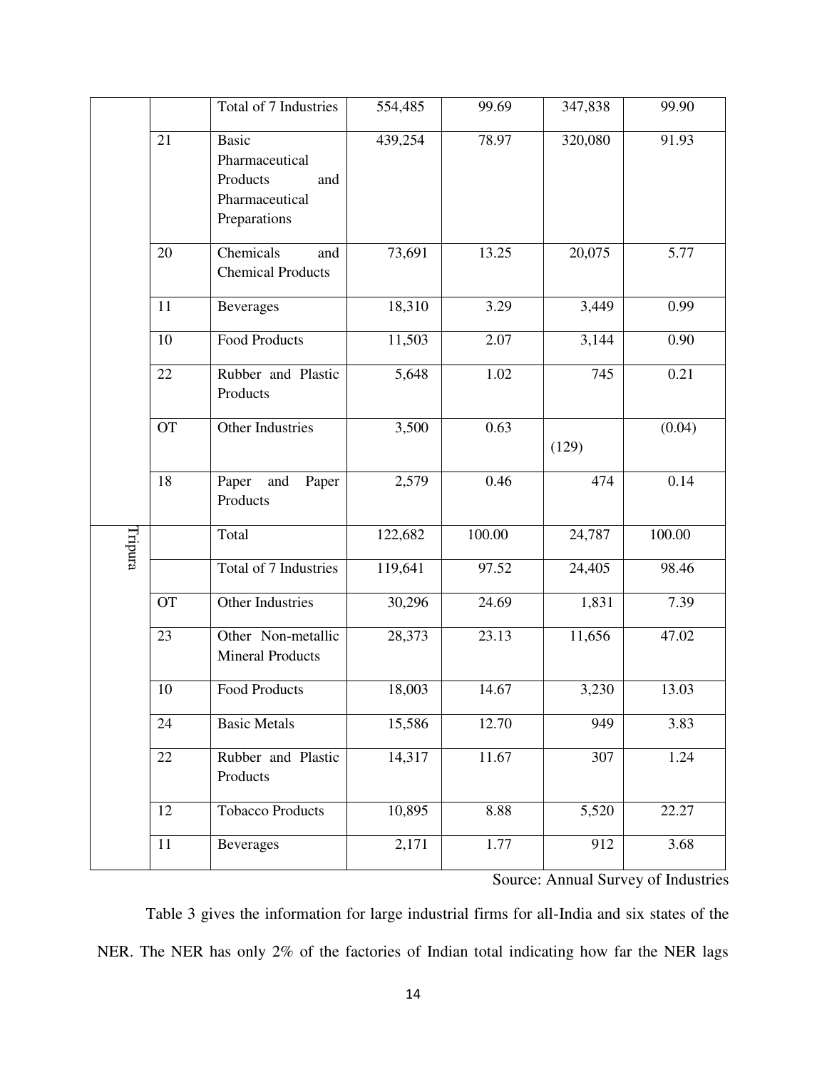| | | Total of 7 Industries | 554,485 | 99.69 | 347,838 | 99.90 |
|---|---|---|---|---|---|---|
| | 21 | Basic Pharmaceutical Products and Pharmaceutical Preparations | 439,254 | 78.97 | 320,080 | 91.93 |
| | 20 | Chemicals and Chemical Products | 73,691 | 13.25 | 20,075 | 5.77 |
| | 11 | Beverages | 18,310 | 3.29 | 3,449 | 0.99 |
| | 10 | Food Products | 11,503 | 2.07 | 3,144 | 0.90 |
| | 22 | Rubber and Plastic Products | 5,648 | 1.02 | 745 | 0.21 |
| | OT | Other Industries | 3,500 | 0.63 | (129) | (0.04) |
| | 18 | Paper and Paper Products | 2,579 | 0.46 | 474 | 0.14 |
| Tripura | | Total | 122,682 | 100.00 | 24,787 | 100.00 |
| | | Total of 7 Industries | 119,641 | 97.52 | 24,405 | 98.46 |
| | OT | Other Industries | 30,296 | 24.69 | 1,831 | 7.39 |
| | 23 | Other Non-metallic Mineral Products | 28,373 | 23.13 | 11,656 | 47.02 |
| | 10 | Food Products | 18,003 | 14.67 | 3,230 | 13.03 |
| | 24 | Basic Metals | 15,586 | 12.70 | 949 | 3.83 |
| | 22 | Rubber and Plastic Products | 14,317 | 11.67 | 307 | 1.24 |
| | 12 | Tobacco Products | 10,895 | 8.88 | 5,520 | 22.27 |
| | 11 | Beverages | 2,171 | 1.77 | 912 | 3.68 |

Source: Annual Survey of Industries

Table 3 gives the information for large industrial firms for all-India and six states of the NER. The NER has only 2% of the factories of Indian total indicating how far the NER lags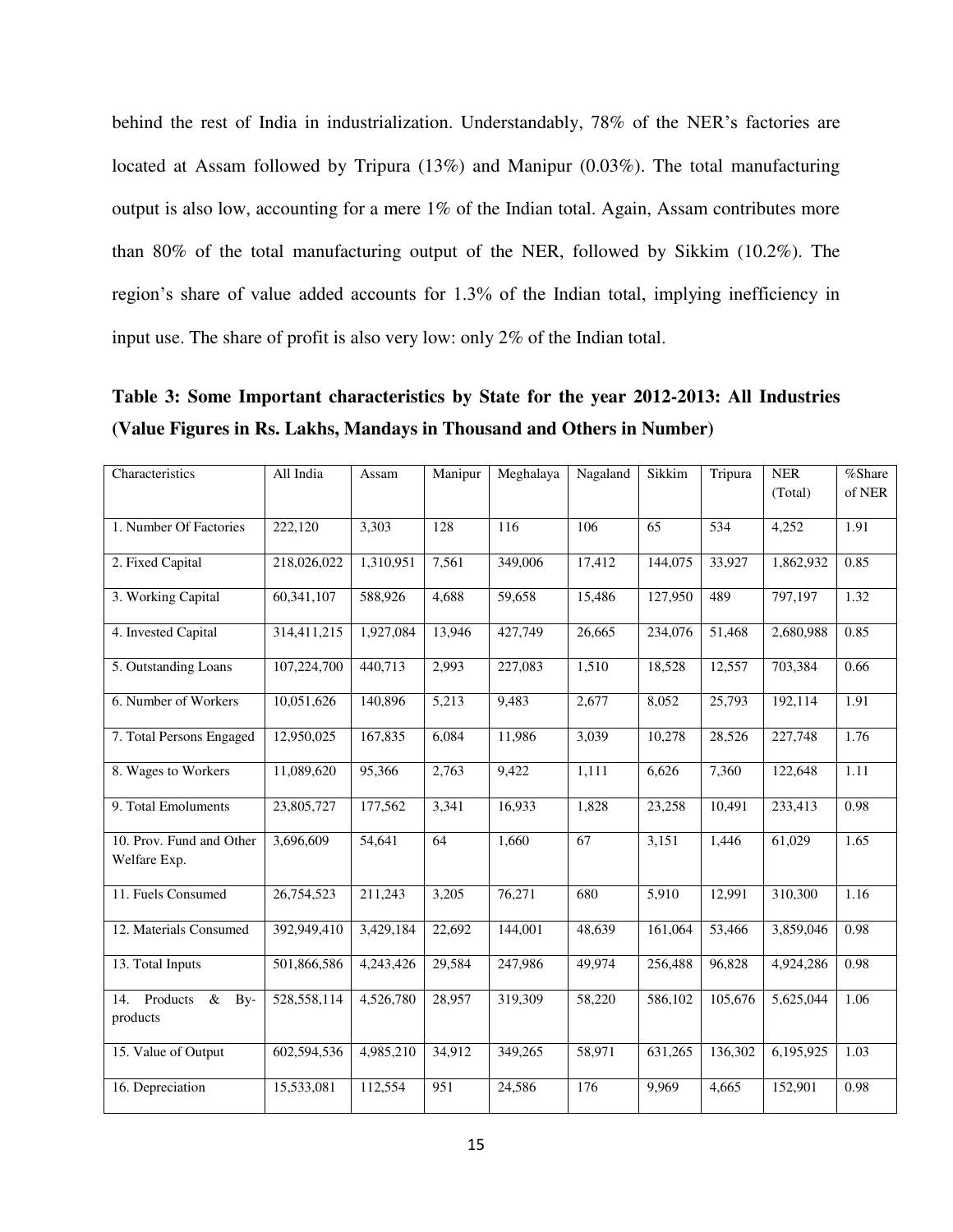behind the rest of India in industrialization. Understandably, 78% of the NER's factories are located at Assam followed by Tripura (13%) and Manipur (0.03%). The total manufacturing output is also low, accounting for a mere 1% of the Indian total. Again, Assam contributes more than 80% of the total manufacturing output of the NER, followed by Sikkim (10.2%). The region's share of value added accounts for 1.3% of the Indian total, implying inefficiency in input use. The share of profit is also very low: only 2% of the Indian total.

**Table 3: Some Important characteristics by State for the year 2012-2013: All Industries (Value Figures in Rs. Lakhs, Mandays in Thousand and Others in Number)**

| Characteristics | All India | Assam | Manipur | Meghalaya | Nagaland | Sikkim | Tripura | NER (Total) | %Share of NER |
|---|---|---|---|---|---|---|---|---|---|
| 1. Number Of Factories | 222,120 | 3,303 | 128 | 116 | 106 | 65 | 534 | 4,252 | 1.91 |
| 2. Fixed Capital | 218,026,022 | 1,310,951 | 7,561 | 349,006 | 17,412 | 144,075 | 33,927 | 1,862,932 | 0.85 |
| 3. Working Capital | 60,341,107 | 588,926 | 4,688 | 59,658 | 15,486 | 127,950 | 489 | 797,197 | 1.32 |
| 4. Invested Capital | 314,411,215 | 1,927,084 | 13,946 | 427,749 | 26,665 | 234,076 | 51,468 | 2,680,988 | 0.85 |
| 5. Outstanding Loans | 107,224,700 | 440,713 | 2,993 | 227,083 | 1,510 | 18,528 | 12,557 | 703,384 | 0.66 |
| 6. Number of Workers | 10,051,626 | 140,896 | 5,213 | 9,483 | 2,677 | 8,052 | 25,793 | 192,114 | 1.91 |
| 7. Total Persons Engaged | 12,950,025 | 167,835 | 6,084 | 11,986 | 3,039 | 10,278 | 28,526 | 227,748 | 1.76 |
| 8. Wages to Workers | 11,089,620 | 95,366 | 2,763 | 9,422 | 1,111 | 6,626 | 7,360 | 122,648 | 1.11 |
| 9. Total Emoluments | 23,805,727 | 177,562 | 3,341 | 16,933 | 1,828 | 23,258 | 10,491 | 233,413 | 0.98 |
| 10. Prov. Fund and Other Welfare Exp. | 3,696,609 | 54,641 | 64 | 1,660 | 67 | 3,151 | 1,446 | 61,029 | 1.65 |
| 11. Fuels Consumed | 26,754,523 | 211,243 | 3,205 | 76,271 | 680 | 5,910 | 12,991 | 310,300 | 1.16 |
| 12. Materials Consumed | 392,949,410 | 3,429,184 | 22,692 | 144,001 | 48,639 | 161,064 | 53,466 | 3,859,046 | 0.98 |
| 13. Total Inputs | 501,866,586 | 4,243,426 | 29,584 | 247,986 | 49,974 | 256,488 | 96,828 | 4,924,286 | 0.98 |
| 14. Products & By-products | 528,558,114 | 4,526,780 | 28,957 | 319,309 | 58,220 | 586,102 | 105,676 | 5,625,044 | 1.06 |
| 15. Value of Output | 602,594,536 | 4,985,210 | 34,912 | 349,265 | 58,971 | 631,265 | 136,302 | 6,195,925 | 1.03 |
| 16. Depreciation | 15,533,081 | 112,554 | 951 | 24,586 | 176 | 9,969 | 4,665 | 152,901 | 0.98 |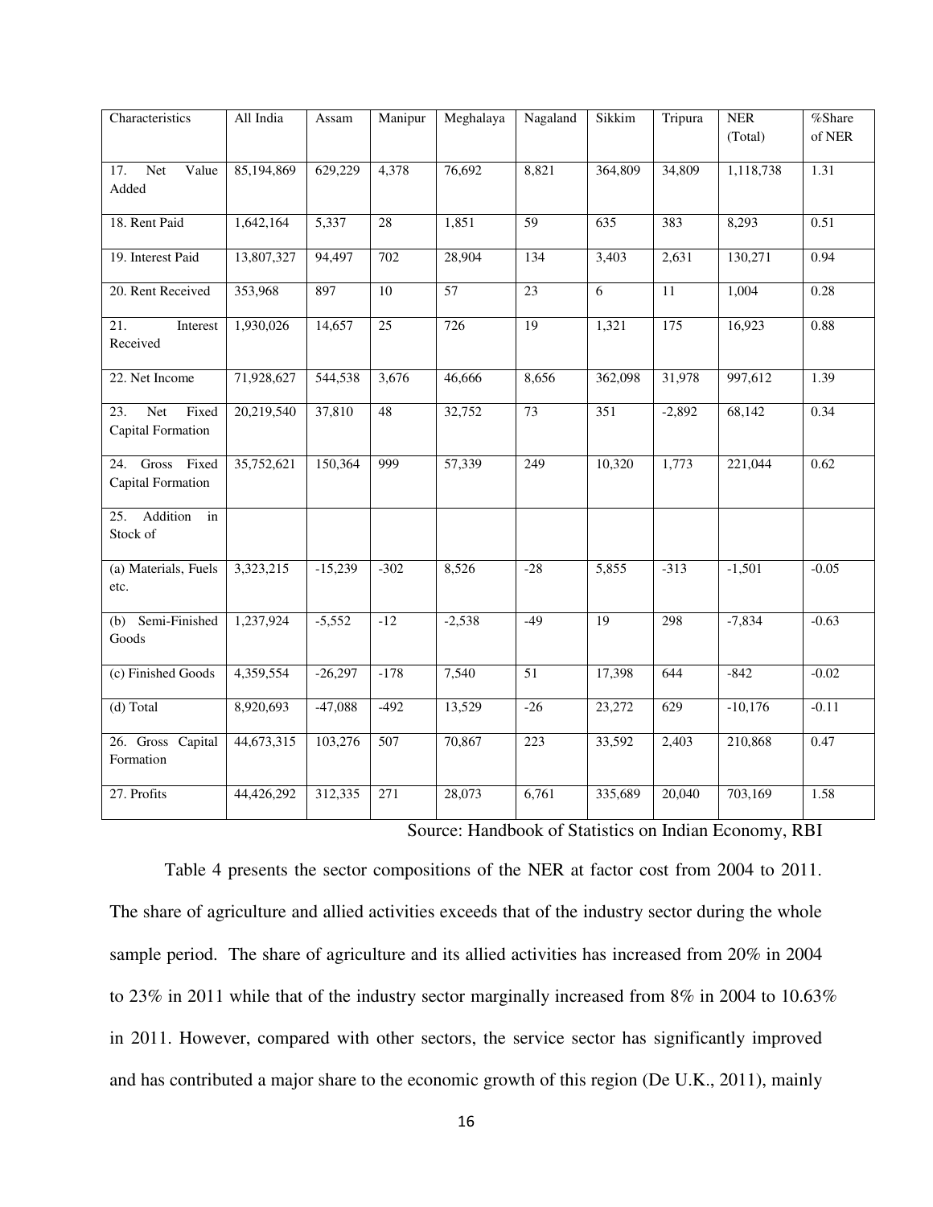| Characteristics | All India | Assam | Manipur | Meghalaya | Nagaland | Sikkim | Tripura | NER (Total) | %Share of NER |
|---|---|---|---|---|---|---|---|---|---|
| 17. Net Value Added | 85,194,869 | 629,229 | 4,378 | 76,692 | 8,821 | 364,809 | 34,809 | 1,118,738 | 1.31 |
| 18. Rent Paid | 1,642,164 | 5,337 | 28 | 1,851 | 59 | 635 | 383 | 8,293 | 0.51 |
| 19. Interest Paid | 13,807,327 | 94,497 | 702 | 28,904 | 134 | 3,403 | 2,631 | 130,271 | 0.94 |
| 20. Rent Received | 353,968 | 897 | 10 | 57 | 23 | 6 | 11 | 1,004 | 0.28 |
| 21. Interest Received | 1,930,026 | 14,657 | 25 | 726 | 19 | 1,321 | 175 | 16,923 | 0.88 |
| 22. Net Income | 71,928,627 | 544,538 | 3,676 | 46,666 | 8,656 | 362,098 | 31,978 | 997,612 | 1.39 |
| 23. Net Fixed Capital Formation | 20,219,540 | 37,810 | 48 | 32,752 | 73 | 351 | -2,892 | 68,142 | 0.34 |
| 24. Gross Fixed Capital Formation | 35,752,621 | 150,364 | 999 | 57,339 | 249 | 10,320 | 1,773 | 221,044 | 0.62 |
| 25. Addition in Stock of | | | | | | | | | |
| (a) Materials, Fuels etc. | 3,323,215 | -15,239 | -302 | 8,526 | -28 | 5,855 | -313 | -1,501 | -0.05 |
| (b) Semi-Finished Goods | 1,237,924 | -5,552 | -12 | -2,538 | -49 | 19 | 298 | -7,834 | -0.63 |
| (c) Finished Goods | 4,359,554 | -26,297 | -178 | 7,540 | 51 | 17,398 | 644 | -842 | -0.02 |
| (d) Total | 8,920,693 | -47,088 | -492 | 13,529 | -26 | 23,272 | 629 | -10,176 | -0.11 |
| 26. Gross Capital Formation | 44,673,315 | 103,276 | 507 | 70,867 | 223 | 33,592 | 2,403 | 210,868 | 0.47 |
| 27. Profits | 44,426,292 | 312,335 | 271 | 28,073 | 6,761 | 335,689 | 20,040 | 703,169 | 1.58 |

Source: Handbook of Statistics on Indian Economy, RBI

Table 4 presents the sector compositions of the NER at factor cost from 2004 to 2011. The share of agriculture and allied activities exceeds that of the industry sector during the whole sample period. The share of agriculture and its allied activities has increased from 20% in 2004 to 23% in 2011 while that of the industry sector marginally increased from 8% in 2004 to 10.63% in 2011. However, compared with other sectors, the service sector has significantly improved and has contributed a major share to the economic growth of this region (De U.K., 2011), mainly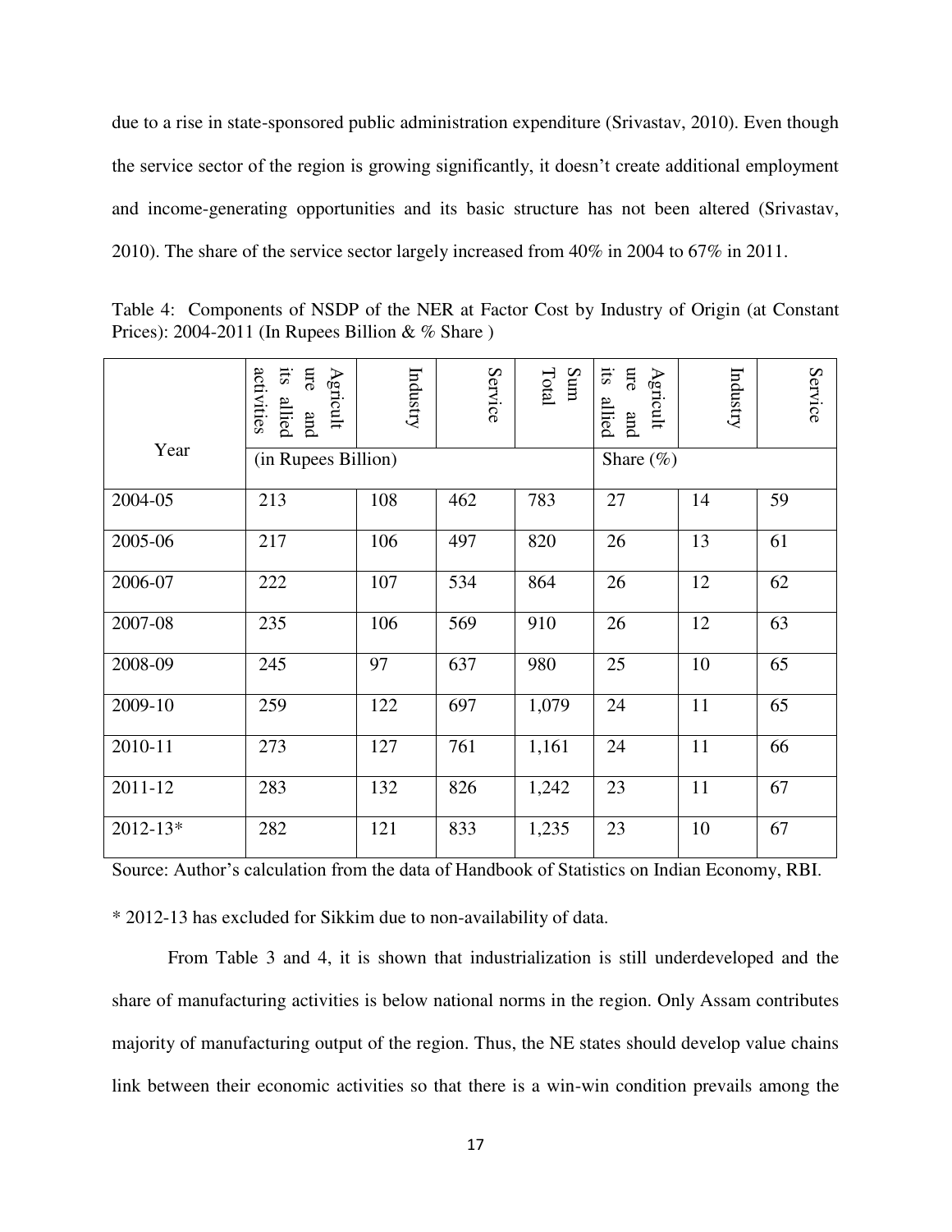due to a rise in state-sponsored public administration expenditure (Srivastav, 2010). Even though the service sector of the region is growing significantly, it doesn't create additional employment and income-generating opportunities and its basic structure has not been altered (Srivastav, 2010). The share of the service sector largely increased from 40% in 2004 to 67% in 2011.

Table 4: Components of NSDP of the NER at Factor Cost by Industry of Origin (at Constant Prices): 2004-2011 (In Rupees Billion & % Share )

| Year | Agriculture and its allied activities | Industry | Service | Sum Total | Agriculture and its allied | Industry | Service |
|---|---|---|---|---|---|---|---|
| | (in Rupees Billion) | | | | Share (%) | | |
| 2004-05 | 213 | 108 | 462 | 783 | 27 | 14 | 59 |
| 2005-06 | 217 | 106 | 497 | 820 | 26 | 13 | 61 |
| 2006-07 | 222 | 107 | 534 | 864 | 26 | 12 | 62 |
| 2007-08 | 235 | 106 | 569 | 910 | 26 | 12 | 63 |
| 2008-09 | 245 | 97 | 637 | 980 | 25 | 10 | 65 |
| 2009-10 | 259 | 122 | 697 | 1,079 | 24 | 11 | 65 |
| 2010-11 | 273 | 127 | 761 | 1,161 | 24 | 11 | 66 |
| 2011-12 | 283 | 132 | 826 | 1,242 | 23 | 11 | 67 |
| 2012-13* | 282 | 121 | 833 | 1,235 | 23 | 10 | 67 |

Source: Author's calculation from the data of Handbook of Statistics on Indian Economy, RBI.

* 2012-13 has excluded for Sikkim due to non-availability of data.

From Table 3 and 4, it is shown that industrialization is still underdeveloped and the share of manufacturing activities is below national norms in the region. Only Assam contributes majority of manufacturing output of the region. Thus, the NE states should develop value chains link between their economic activities so that there is a win-win condition prevails among the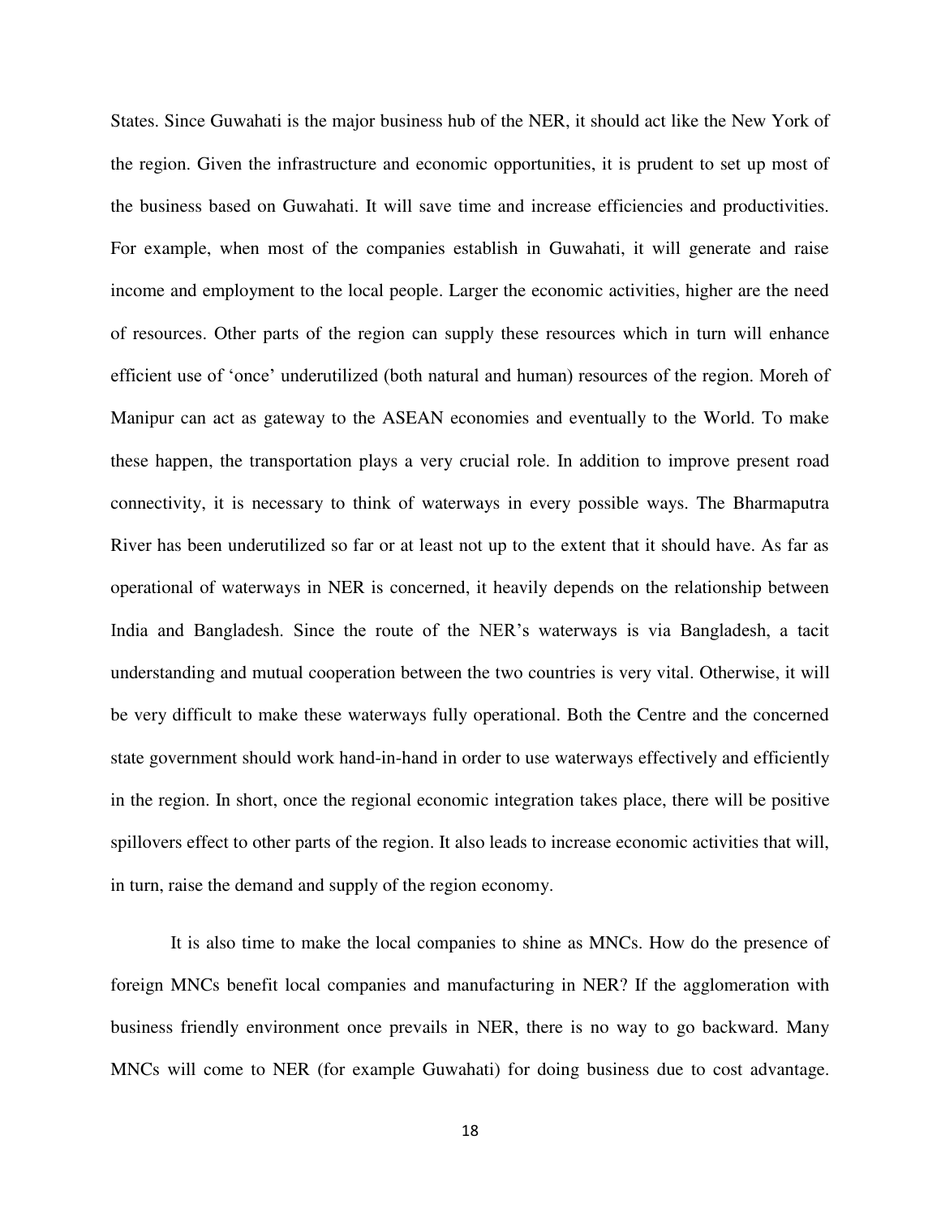States. Since Guwahati is the major business hub of the NER, it should act like the New York of the region. Given the infrastructure and economic opportunities, it is prudent to set up most of the business based on Guwahati. It will save time and increase efficiencies and productivities. For example, when most of the companies establish in Guwahati, it will generate and raise income and employment to the local people. Larger the economic activities, higher are the need of resources. Other parts of the region can supply these resources which in turn will enhance efficient use of 'once' underutilized (both natural and human) resources of the region. Moreh of Manipur can act as gateway to the ASEAN economies and eventually to the World. To make these happen, the transportation plays a very crucial role. In addition to improve present road connectivity, it is necessary to think of waterways in every possible ways. The Bharmaputra River has been underutilized so far or at least not up to the extent that it should have. As far as operational of waterways in NER is concerned, it heavily depends on the relationship between India and Bangladesh. Since the route of the NER's waterways is via Bangladesh, a tacit understanding and mutual cooperation between the two countries is very vital. Otherwise, it will be very difficult to make these waterways fully operational. Both the Centre and the concerned state government should work hand-in-hand in order to use waterways effectively and efficiently in the region. In short, once the regional economic integration takes place, there will be positive spillovers effect to other parts of the region. It also leads to increase economic activities that will, in turn, raise the demand and supply of the region economy.

It is also time to make the local companies to shine as MNCs. How do the presence of foreign MNCs benefit local companies and manufacturing in NER? If the agglomeration with business friendly environment once prevails in NER, there is no way to go backward. Many MNCs will come to NER (for example Guwahati) for doing business due to cost advantage.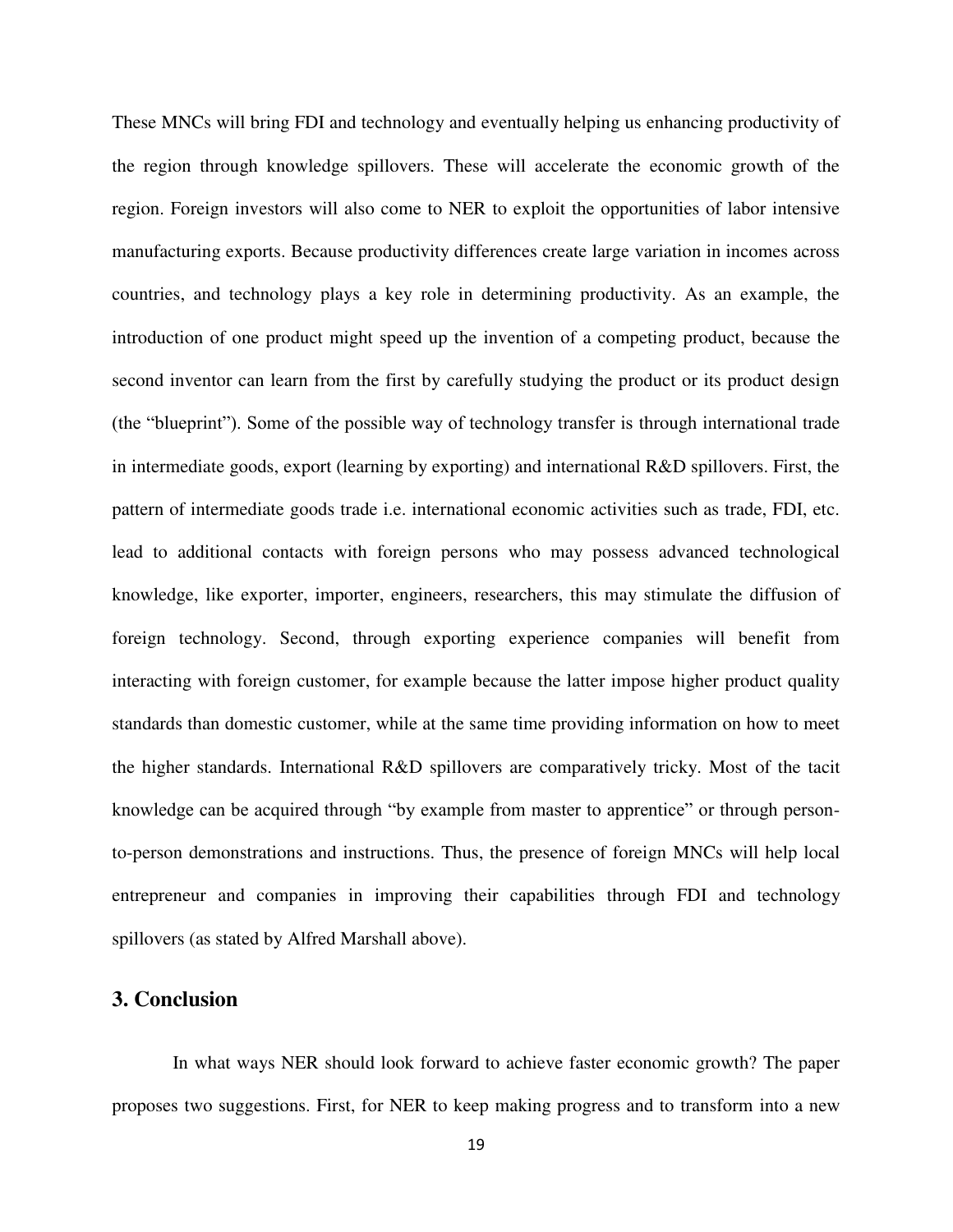These MNCs will bring FDI and technology and eventually helping us enhancing productivity of the region through knowledge spillovers. These will accelerate the economic growth of the region. Foreign investors will also come to NER to exploit the opportunities of labor intensive manufacturing exports. Because productivity differences create large variation in incomes across countries, and technology plays a key role in determining productivity. As an example, the introduction of one product might speed up the invention of a competing product, because the second inventor can learn from the first by carefully studying the product or its product design (the "blueprint"). Some of the possible way of technology transfer is through international trade in intermediate goods, export (learning by exporting) and international R&D spillovers. First, the pattern of intermediate goods trade i.e. international economic activities such as trade, FDI, etc. lead to additional contacts with foreign persons who may possess advanced technological knowledge, like exporter, importer, engineers, researchers, this may stimulate the diffusion of foreign technology. Second, through exporting experience companies will benefit from interacting with foreign customer, for example because the latter impose higher product quality standards than domestic customer, while at the same time providing information on how to meet the higher standards. International R&D spillovers are comparatively tricky. Most of the tacit knowledge can be acquired through "by example from master to apprentice" or through person-to-person demonstrations and instructions. Thus, the presence of foreign MNCs will help local entrepreneur and companies in improving their capabilities through FDI and technology spillovers (as stated by Alfred Marshall above).

## 3. Conclusion

In what ways NER should look forward to achieve faster economic growth? The paper proposes two suggestions. First, for NER to keep making progress and to transform into a new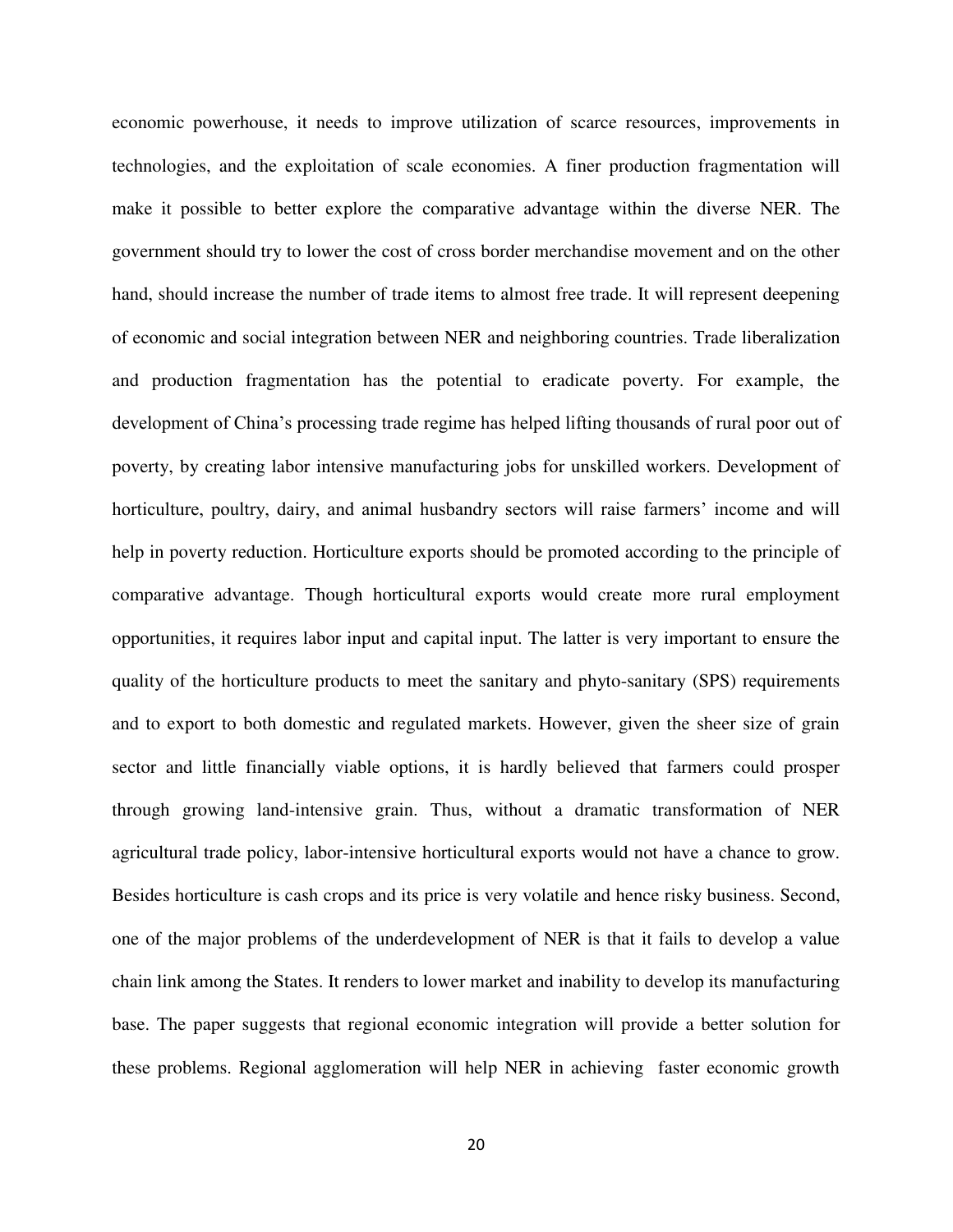economic powerhouse, it needs to improve utilization of scarce resources, improvements in technologies, and the exploitation of scale economies. A finer production fragmentation will make it possible to better explore the comparative advantage within the diverse NER. The government should try to lower the cost of cross border merchandise movement and on the other hand, should increase the number of trade items to almost free trade. It will represent deepening of economic and social integration between NER and neighboring countries. Trade liberalization and production fragmentation has the potential to eradicate poverty. For example, the development of China's processing trade regime has helped lifting thousands of rural poor out of poverty, by creating labor intensive manufacturing jobs for unskilled workers. Development of horticulture, poultry, dairy, and animal husbandry sectors will raise farmers' income and will help in poverty reduction. Horticulture exports should be promoted according to the principle of comparative advantage. Though horticultural exports would create more rural employment opportunities, it requires labor input and capital input. The latter is very important to ensure the quality of the horticulture products to meet the sanitary and phyto-sanitary (SPS) requirements and to export to both domestic and regulated markets. However, given the sheer size of grain sector and little financially viable options, it is hardly believed that farmers could prosper through growing land-intensive grain. Thus, without a dramatic transformation of NER agricultural trade policy, labor-intensive horticultural exports would not have a chance to grow. Besides horticulture is cash crops and its price is very volatile and hence risky business. Second, one of the major problems of the underdevelopment of NER is that it fails to develop a value chain link among the States. It renders to lower market and inability to develop its manufacturing base. The paper suggests that regional economic integration will provide a better solution for these problems. Regional agglomeration will help NER in achieving faster economic growth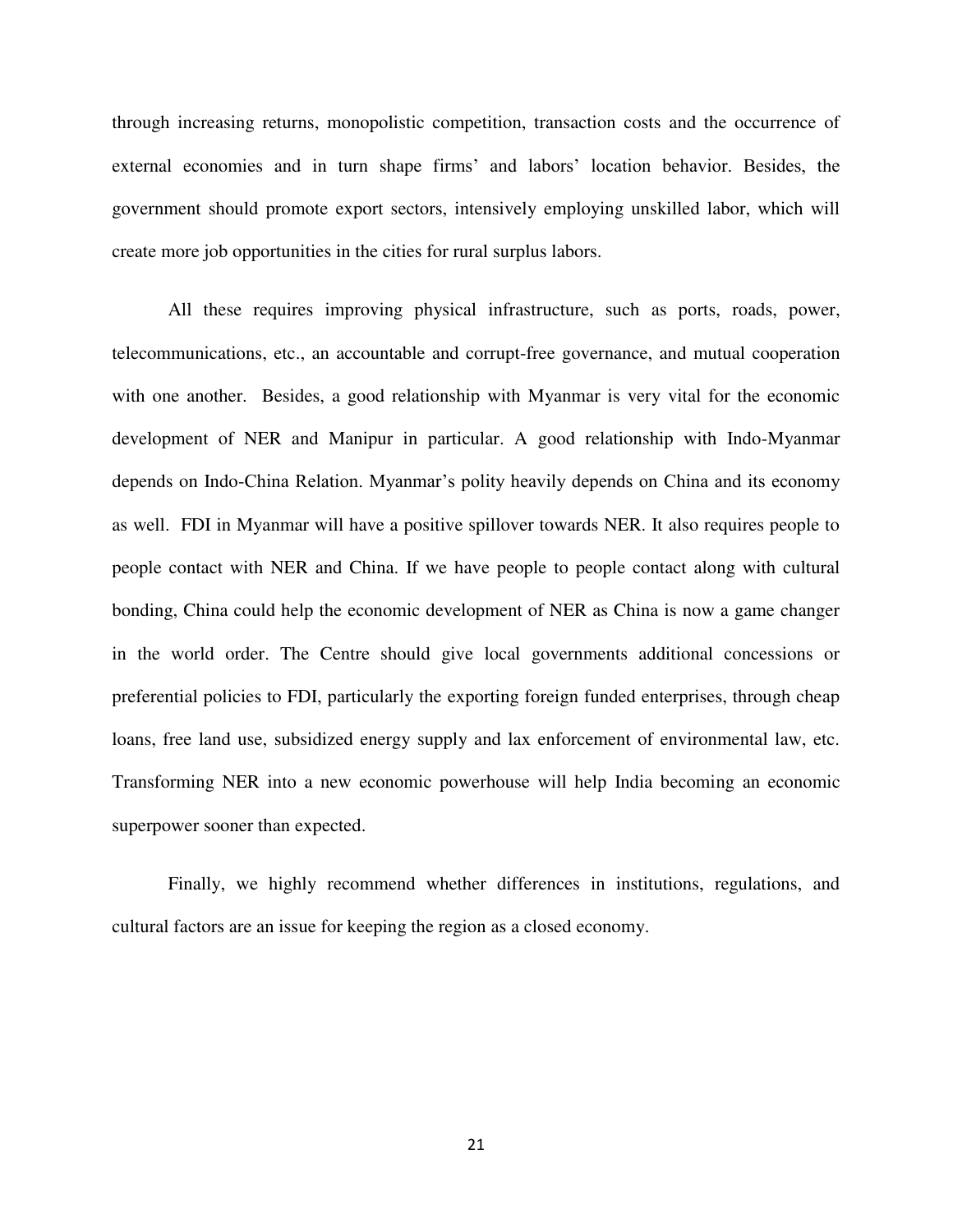through increasing returns, monopolistic competition, transaction costs and the occurrence of external economies and in turn shape firms' and labors' location behavior. Besides, the government should promote export sectors, intensively employing unskilled labor, which will create more job opportunities in the cities for rural surplus labors.

All these requires improving physical infrastructure, such as ports, roads, power, telecommunications, etc., an accountable and corrupt-free governance, and mutual cooperation with one another. Besides, a good relationship with Myanmar is very vital for the economic development of NER and Manipur in particular. A good relationship with Indo-Myanmar depends on Indo-China Relation. Myanmar's polity heavily depends on China and its economy as well. FDI in Myanmar will have a positive spillover towards NER. It also requires people to people contact with NER and China. If we have people to people contact along with cultural bonding, China could help the economic development of NER as China is now a game changer in the world order. The Centre should give local governments additional concessions or preferential policies to FDI, particularly the exporting foreign funded enterprises, through cheap loans, free land use, subsidized energy supply and lax enforcement of environmental law, etc. Transforming NER into a new economic powerhouse will help India becoming an economic superpower sooner than expected.

Finally, we highly recommend whether differences in institutions, regulations, and cultural factors are an issue for keeping the region as a closed economy.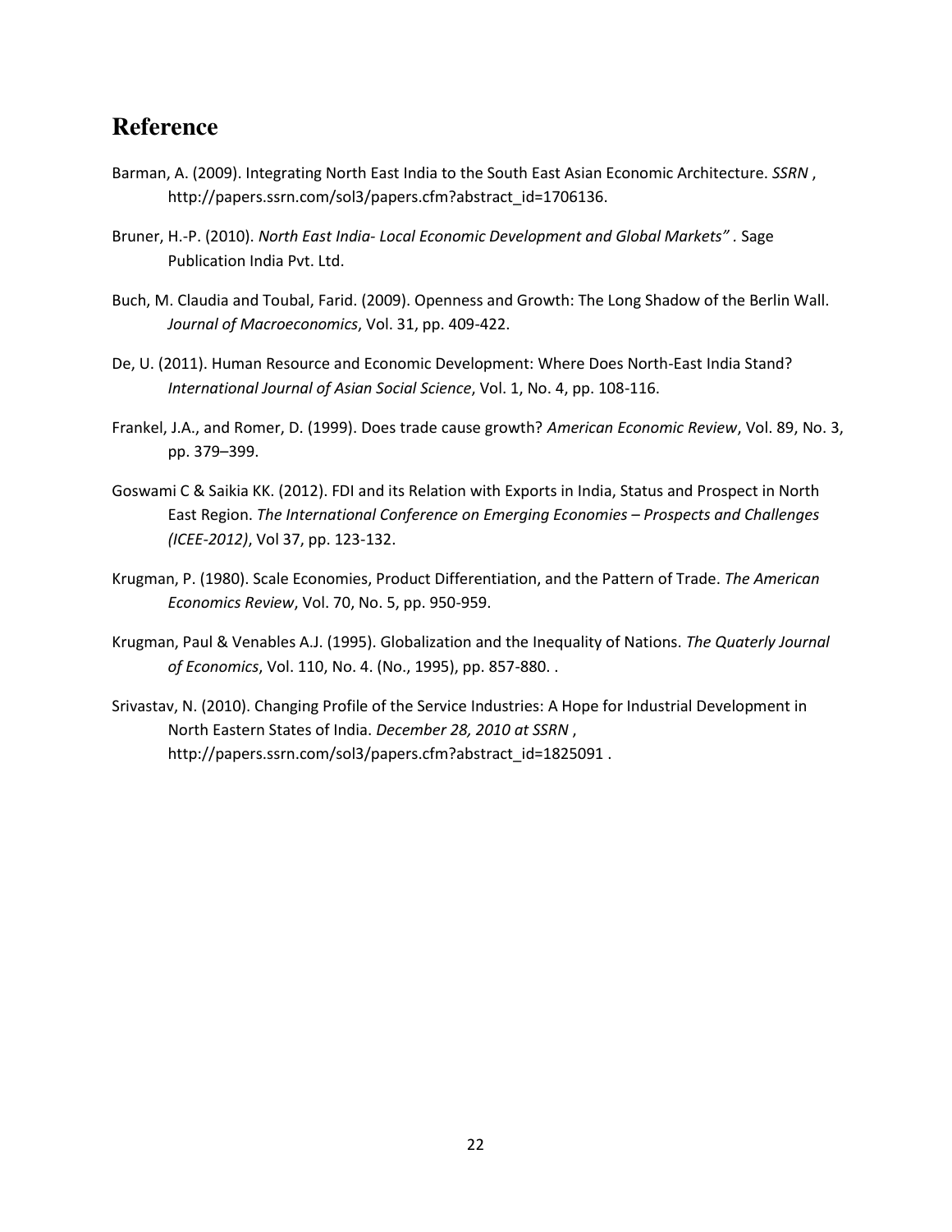## Reference

Barman, A. (2009). Integrating North East India to the South East Asian Economic Architecture. *SSRN* , http://papers.ssrn.com/sol3/papers.cfm?abstract_id=1706136.

Bruner, H.-P. (2010). *North East India- Local Economic Development and Global Markets" .* Sage Publication India Pvt. Ltd.

Buch, M. Claudia and Toubal, Farid. (2009). Openness and Growth: The Long Shadow of the Berlin Wall. *Journal of Macroeconomics*, Vol. 31, pp. 409-422.

De, U. (2011). Human Resource and Economic Development: Where Does North-East India Stand? *International Journal of Asian Social Science*, Vol. 1, No. 4, pp. 108-116.

Frankel, J.A., and Romer, D. (1999). Does trade cause growth? *American Economic Review*, Vol. 89, No. 3, pp. 379–399.

Goswami C & Saikia KK. (2012). FDI and its Relation with Exports in India, Status and Prospect in North East Region. *The International Conference on Emerging Economies – Prospects and Challenges (ICEE-2012)*, Vol 37, pp. 123-132.

Krugman, P. (1980). Scale Economies, Product Differentiation, and the Pattern of Trade. *The American Economics Review*, Vol. 70, No. 5, pp. 950-959.

Krugman, Paul & Venables A.J. (1995). Globalization and the Inequality of Nations. *The Quaterly Journal of Economics*, Vol. 110, No. 4. (No., 1995), pp. 857-880. .

Srivastav, N. (2010). Changing Profile of the Service Industries: A Hope for Industrial Development in North Eastern States of India. *December 28, 2010 at SSRN* , http://papers.ssrn.com/sol3/papers.cfm?abstract_id=1825091 .